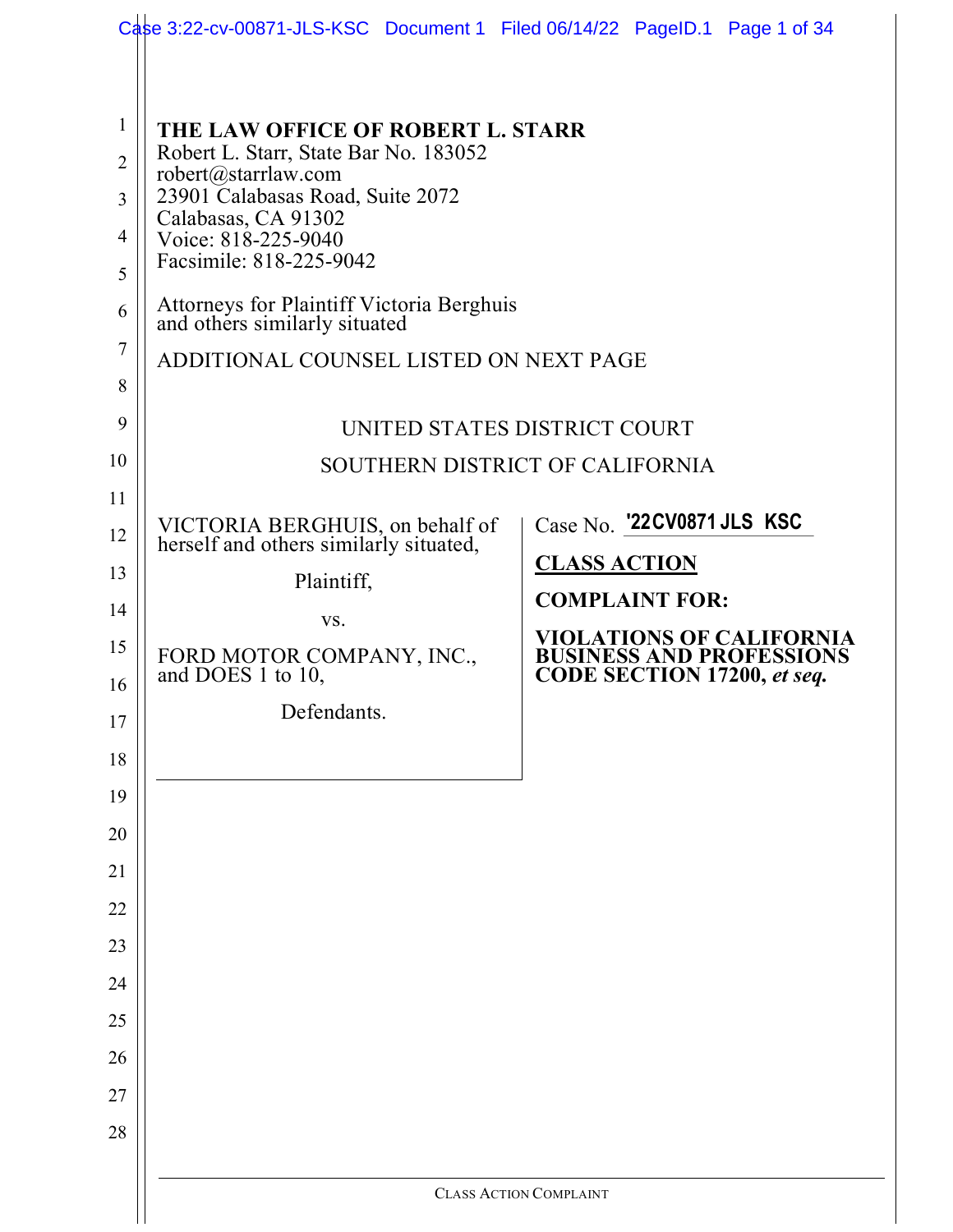**THE LAW OFFICE OF ROBERT L. STARR**
Robert L. Starr, State Bar No. 183052
robert@starrlaw.com
23901 Calabasas Road, Suite 2072
Calabasas, CA 91302
Voice: 818-225-9040
Facsimile: 818-225-9042

Attorneys for Plaintiff Victoria Berghuis and others similarly situated

ADDITIONAL COUNSEL LISTED ON NEXT PAGE

UNITED STATES DISTRICT COURT

SOUTHERN DISTRICT OF CALIFORNIA

VICTORIA BERGHUIS, on behalf of herself and others similarly situated,

Plaintiff,

vs.

FORD MOTOR COMPANY, INC., and DOES 1 to 10,

Defendants.

Case No. '22CV0871 JLS KSC

**CLASS ACTION**

**COMPLAINT FOR:**

**VIOLATIONS OF CALIFORNIA BUSINESS AND PROFESSIONS CODE SECTION 17200, *et seq.***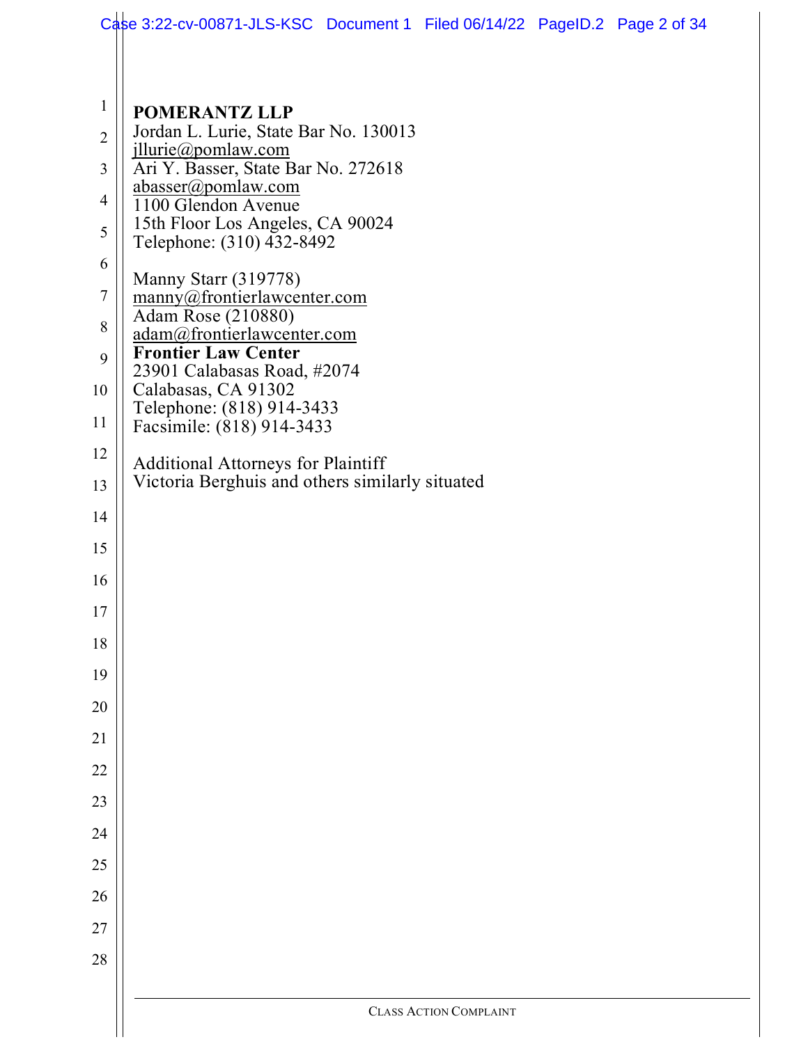**POMERANTZ LLP**
Jordan L. Lurie, State Bar No. 130013
jllurie@pomlaw.com
Ari Y. Basser, State Bar No. 272618
abasser@pomlaw.com
1100 Glendon Avenue
15th Floor Los Angeles, CA 90024
Telephone: (310) 432-8492

Manny Starr (319778)
manny@frontierlawcenter.com
Adam Rose (210880)
adam@frontierlawcenter.com
**Frontier Law Center**
23901 Calabasas Road, #2074
Calabasas, CA 91302
Telephone: (818) 914-3433
Facsimile: (818) 914-3433

Additional Attorneys for Plaintiff
Victoria Berghuis and others similarly situated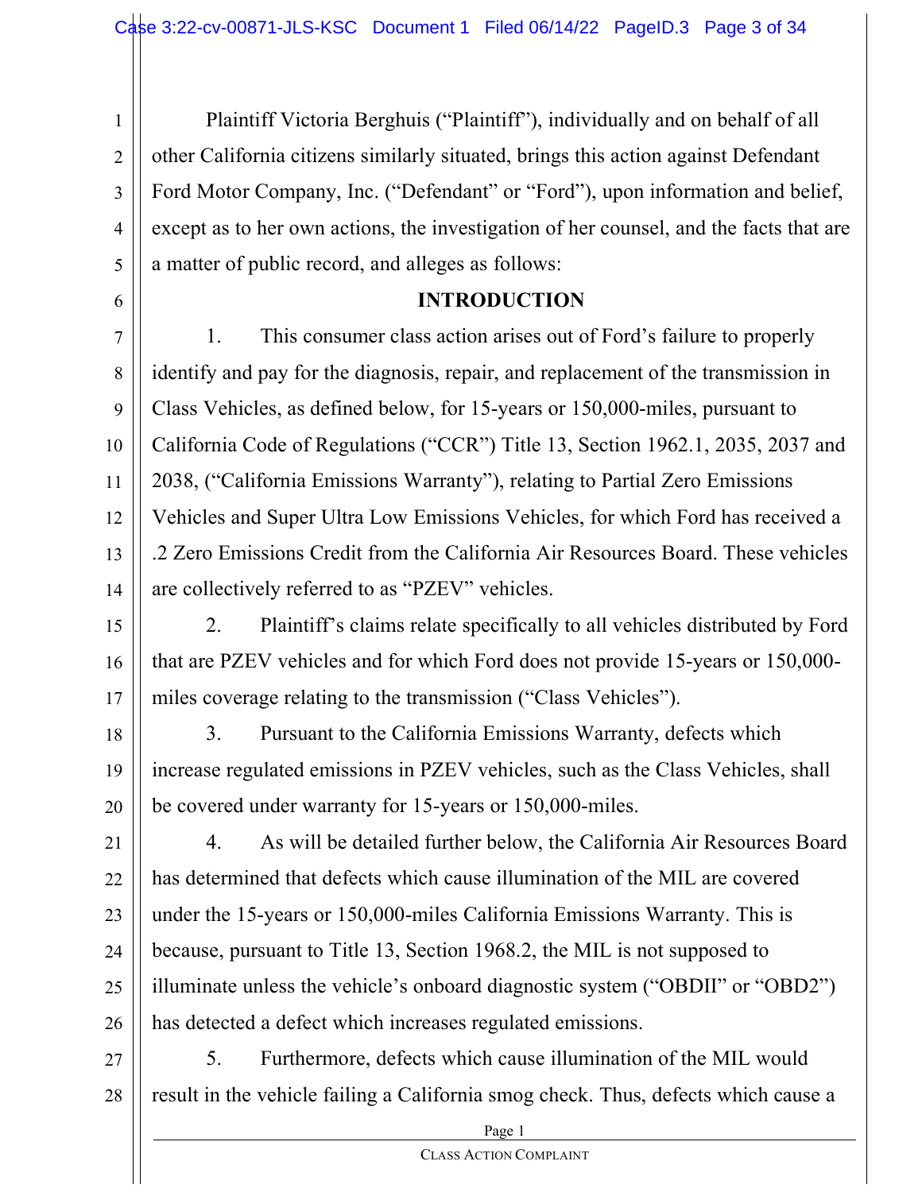Plaintiff Victoria Berghuis ("Plaintiff"), individually and on behalf of all other California citizens similarly situated, brings this action against Defendant Ford Motor Company, Inc. ("Defendant" or "Ford"), upon information and belief, except as to her own actions, the investigation of her counsel, and the facts that are a matter of public record, and alleges as follows:

## INTRODUCTION

1. This consumer class action arises out of Ford's failure to properly identify and pay for the diagnosis, repair, and replacement of the transmission in Class Vehicles, as defined below, for 15-years or 150,000-miles, pursuant to California Code of Regulations ("CCR") Title 13, Section 1962.1, 2035, 2037 and 2038, ("California Emissions Warranty"), relating to Partial Zero Emissions Vehicles and Super Ultra Low Emissions Vehicles, for which Ford has received a .2 Zero Emissions Credit from the California Air Resources Board. These vehicles are collectively referred to as "PZEV" vehicles.

2. Plaintiff's claims relate specifically to all vehicles distributed by Ford that are PZEV vehicles and for which Ford does not provide 15-years or 150,000-miles coverage relating to the transmission ("Class Vehicles").

3. Pursuant to the California Emissions Warranty, defects which increase regulated emissions in PZEV vehicles, such as the Class Vehicles, shall be covered under warranty for 15-years or 150,000-miles.

4. As will be detailed further below, the California Air Resources Board has determined that defects which cause illumination of the MIL are covered under the 15-years or 150,000-miles California Emissions Warranty. This is because, pursuant to Title 13, Section 1968.2, the MIL is not supposed to illuminate unless the vehicle's onboard diagnostic system ("OBDII" or "OBD2") has detected a defect which increases regulated emissions.

5. Furthermore, defects which cause illumination of the MIL would result in the vehicle failing a California smog check. Thus, defects which cause a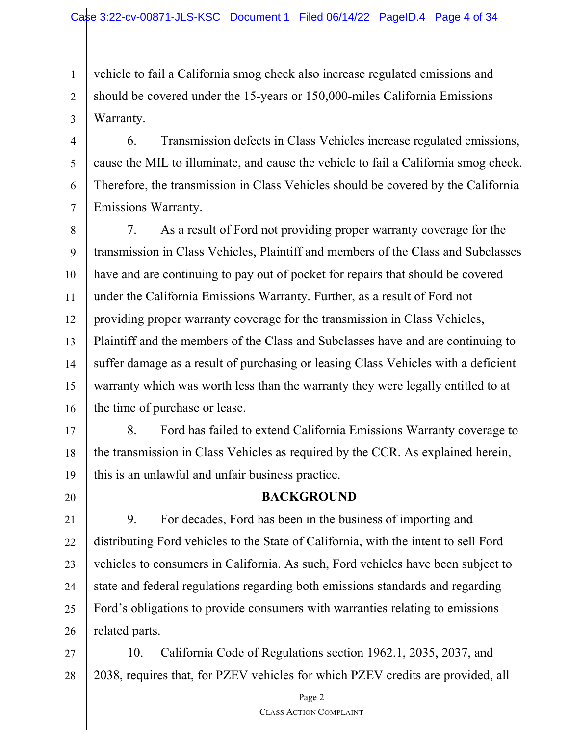vehicle to fail a California smog check also increase regulated emissions and should be covered under the 15-years or 150,000-miles California Emissions Warranty.

6. Transmission defects in Class Vehicles increase regulated emissions, cause the MIL to illuminate, and cause the vehicle to fail a California smog check. Therefore, the transmission in Class Vehicles should be covered by the California Emissions Warranty.

7. As a result of Ford not providing proper warranty coverage for the transmission in Class Vehicles, Plaintiff and members of the Class and Subclasses have and are continuing to pay out of pocket for repairs that should be covered under the California Emissions Warranty. Further, as a result of Ford not providing proper warranty coverage for the transmission in Class Vehicles, Plaintiff and the members of the Class and Subclasses have and are continuing to suffer damage as a result of purchasing or leasing Class Vehicles with a deficient warranty which was worth less than the warranty they were legally entitled to at the time of purchase or lease.

8. Ford has failed to extend California Emissions Warranty coverage to the transmission in Class Vehicles as required by the CCR. As explained herein, this is an unlawful and unfair business practice.

## BACKGROUND

9. For decades, Ford has been in the business of importing and distributing Ford vehicles to the State of California, with the intent to sell Ford vehicles to consumers in California. As such, Ford vehicles have been subject to state and federal regulations regarding both emissions standards and regarding Ford's obligations to provide consumers with warranties relating to emissions related parts.

10. California Code of Regulations section 1962.1, 2035, 2037, and 2038, requires that, for PZEV vehicles for which PZEV credits are provided, all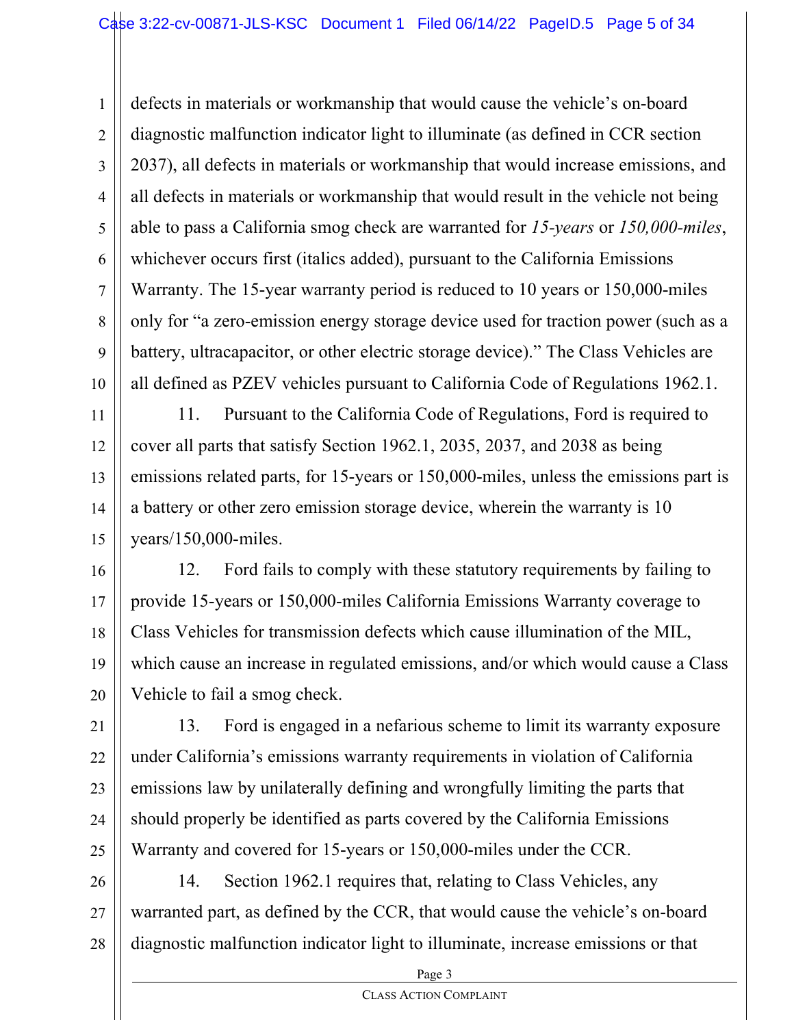defects in materials or workmanship that would cause the vehicle's on-board diagnostic malfunction indicator light to illuminate (as defined in CCR section 2037), all defects in materials or workmanship that would increase emissions, and all defects in materials or workmanship that would result in the vehicle not being able to pass a California smog check are warranted for *15-years* or *150,000-miles*, whichever occurs first (italics added), pursuant to the California Emissions Warranty. The 15-year warranty period is reduced to 10 years or 150,000-miles only for "a zero-emission energy storage device used for traction power (such as a battery, ultracapacitor, or other electric storage device)." The Class Vehicles are all defined as PZEV vehicles pursuant to California Code of Regulations 1962.1.

11. Pursuant to the California Code of Regulations, Ford is required to cover all parts that satisfy Section 1962.1, 2035, 2037, and 2038 as being emissions related parts, for 15-years or 150,000-miles, unless the emissions part is a battery or other zero emission storage device, wherein the warranty is 10 years/150,000-miles.

12. Ford fails to comply with these statutory requirements by failing to provide 15-years or 150,000-miles California Emissions Warranty coverage to Class Vehicles for transmission defects which cause illumination of the MIL, which cause an increase in regulated emissions, and/or which would cause a Class Vehicle to fail a smog check.

13. Ford is engaged in a nefarious scheme to limit its warranty exposure under California's emissions warranty requirements in violation of California emissions law by unilaterally defining and wrongfully limiting the parts that should properly be identified as parts covered by the California Emissions Warranty and covered for 15-years or 150,000-miles under the CCR.

14. Section 1962.1 requires that, relating to Class Vehicles, any warranted part, as defined by the CCR, that would cause the vehicle's on-board diagnostic malfunction indicator light to illuminate, increase emissions or that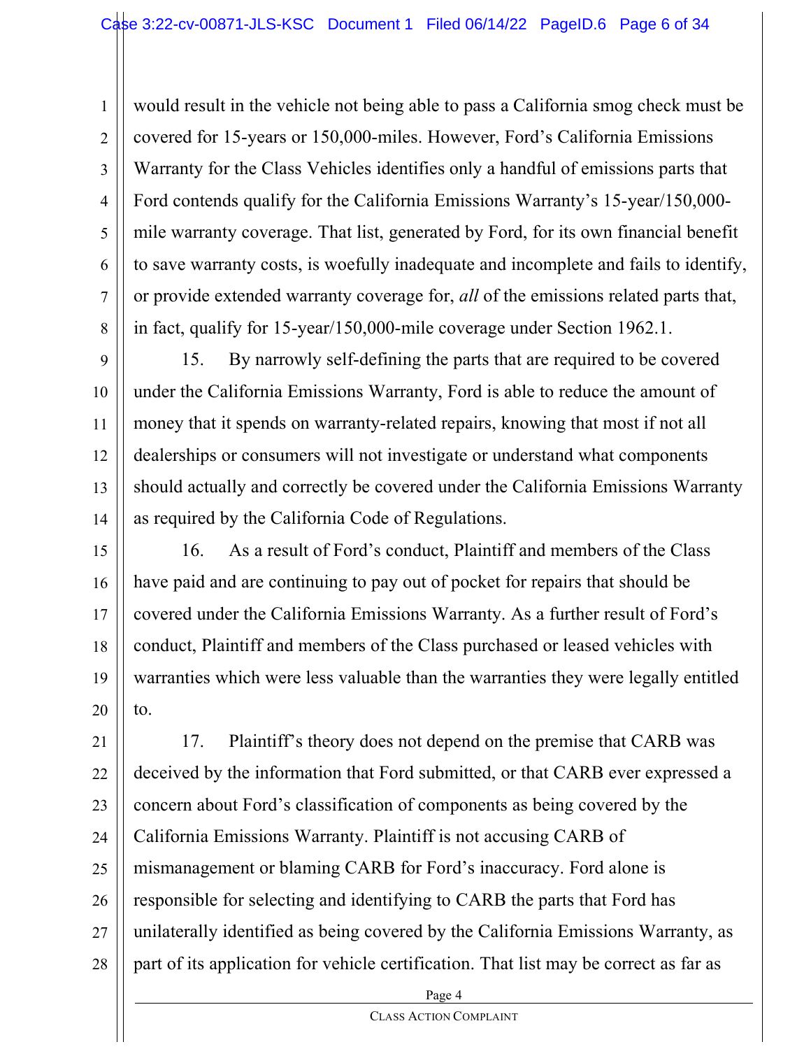would result in the vehicle not being able to pass a California smog check must be covered for 15-years or 150,000-miles. However, Ford's California Emissions Warranty for the Class Vehicles identifies only a handful of emissions parts that Ford contends qualify for the California Emissions Warranty's 15-year/150,000-mile warranty coverage. That list, generated by Ford, for its own financial benefit to save warranty costs, is woefully inadequate and incomplete and fails to identify, or provide extended warranty coverage for, *all* of the emissions related parts that, in fact, qualify for 15-year/150,000-mile coverage under Section 1962.1.

15. By narrowly self-defining the parts that are required to be covered under the California Emissions Warranty, Ford is able to reduce the amount of money that it spends on warranty-related repairs, knowing that most if not all dealerships or consumers will not investigate or understand what components should actually and correctly be covered under the California Emissions Warranty as required by the California Code of Regulations.

16. As a result of Ford's conduct, Plaintiff and members of the Class have paid and are continuing to pay out of pocket for repairs that should be covered under the California Emissions Warranty. As a further result of Ford's conduct, Plaintiff and members of the Class purchased or leased vehicles with warranties which were less valuable than the warranties they were legally entitled to.

17. Plaintiff's theory does not depend on the premise that CARB was deceived by the information that Ford submitted, or that CARB ever expressed a concern about Ford's classification of components as being covered by the California Emissions Warranty. Plaintiff is not accusing CARB of mismanagement or blaming CARB for Ford's inaccuracy. Ford alone is responsible for selecting and identifying to CARB the parts that Ford has unilaterally identified as being covered by the California Emissions Warranty, as part of its application for vehicle certification. That list may be correct as far as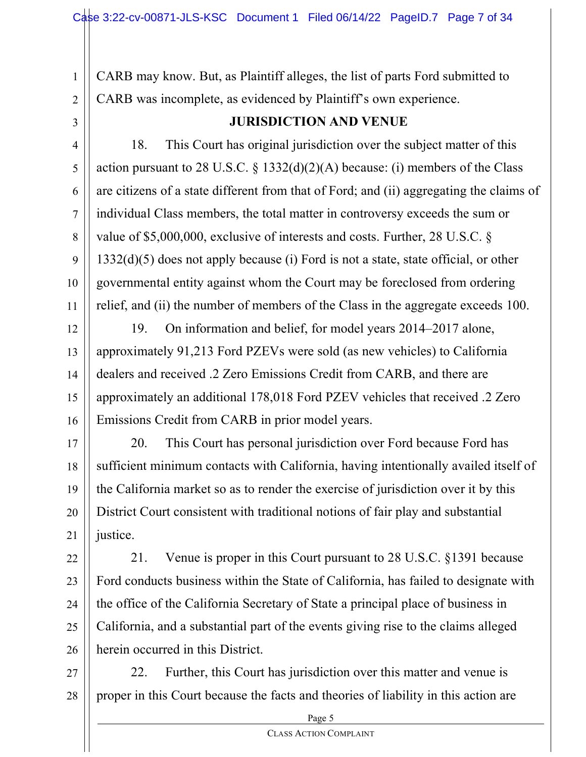CARB may know. But, as Plaintiff alleges, the list of parts Ford submitted to CARB was incomplete, as evidenced by Plaintiff's own experience.

## JURISDICTION AND VENUE

18. This Court has original jurisdiction over the subject matter of this action pursuant to 28 U.S.C. § 1332(d)(2)(A) because: (i) members of the Class are citizens of a state different from that of Ford; and (ii) aggregating the claims of individual Class members, the total matter in controversy exceeds the sum or value of $5,000,000, exclusive of interests and costs. Further, 28 U.S.C. § 1332(d)(5) does not apply because (i) Ford is not a state, state official, or other governmental entity against whom the Court may be foreclosed from ordering relief, and (ii) the number of members of the Class in the aggregate exceeds 100.

19. On information and belief, for model years 2014–2017 alone, approximately 91,213 Ford PZEVs were sold (as new vehicles) to California dealers and received .2 Zero Emissions Credit from CARB, and there are approximately an additional 178,018 Ford PZEV vehicles that received .2 Zero Emissions Credit from CARB in prior model years.

20. This Court has personal jurisdiction over Ford because Ford has sufficient minimum contacts with California, having intentionally availed itself of the California market so as to render the exercise of jurisdiction over it by this District Court consistent with traditional notions of fair play and substantial justice.

21. Venue is proper in this Court pursuant to 28 U.S.C. §1391 because Ford conducts business within the State of California, has failed to designate with the office of the California Secretary of State a principal place of business in California, and a substantial part of the events giving rise to the claims alleged herein occurred in this District.

22. Further, this Court has jurisdiction over this matter and venue is proper in this Court because the facts and theories of liability in this action are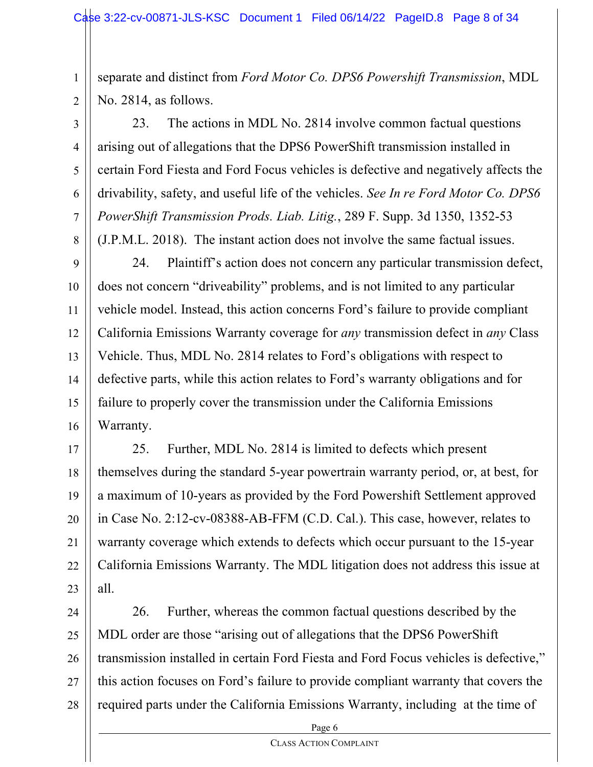separate and distinct from *Ford Motor Co. DPS6 Powershift Transmission*, MDL No. 2814, as follows.

23. The actions in MDL No. 2814 involve common factual questions arising out of allegations that the DPS6 PowerShift transmission installed in certain Ford Fiesta and Ford Focus vehicles is defective and negatively affects the drivability, safety, and useful life of the vehicles. *See In re Ford Motor Co. DPS6 PowerShift Transmission Prods. Liab. Litig.*, 289 F. Supp. 3d 1350, 1352-53 (J.P.M.L. 2018). The instant action does not involve the same factual issues.

24. Plaintiff's action does not concern any particular transmission defect, does not concern "driveability" problems, and is not limited to any particular vehicle model. Instead, this action concerns Ford's failure to provide compliant California Emissions Warranty coverage for *any* transmission defect in *any* Class Vehicle. Thus, MDL No. 2814 relates to Ford's obligations with respect to defective parts, while this action relates to Ford's warranty obligations and for failure to properly cover the transmission under the California Emissions Warranty.

25. Further, MDL No. 2814 is limited to defects which present themselves during the standard 5-year powertrain warranty period, or, at best, for a maximum of 10-years as provided by the Ford Powershift Settlement approved in Case No. 2:12-cv-08388-AB-FFM (C.D. Cal.). This case, however, relates to warranty coverage which extends to defects which occur pursuant to the 15-year California Emissions Warranty. The MDL litigation does not address this issue at all.

26. Further, whereas the common factual questions described by the MDL order are those "arising out of allegations that the DPS6 PowerShift transmission installed in certain Ford Fiesta and Ford Focus vehicles is defective," this action focuses on Ford's failure to provide compliant warranty that covers the required parts under the California Emissions Warranty, including at the time of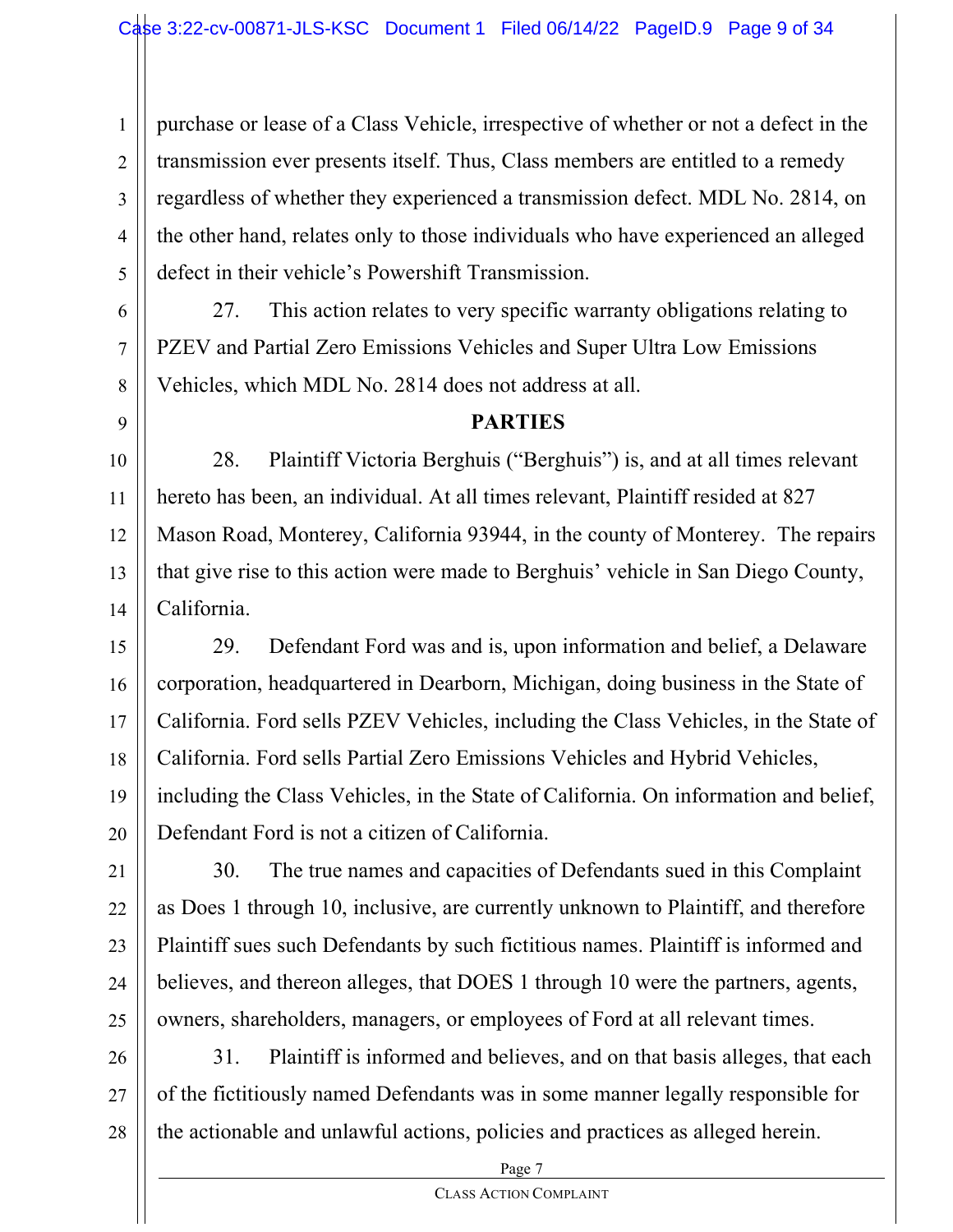purchase or lease of a Class Vehicle, irrespective of whether or not a defect in the transmission ever presents itself. Thus, Class members are entitled to a remedy regardless of whether they experienced a transmission defect. MDL No. 2814, on the other hand, relates only to those individuals who have experienced an alleged defect in their vehicle's Powershift Transmission.

27. This action relates to very specific warranty obligations relating to PZEV and Partial Zero Emissions Vehicles and Super Ultra Low Emissions Vehicles, which MDL No. 2814 does not address at all.

## PARTIES

28. Plaintiff Victoria Berghuis ("Berghuis") is, and at all times relevant hereto has been, an individual. At all times relevant, Plaintiff resided at 827 Mason Road, Monterey, California 93944, in the county of Monterey. The repairs that give rise to this action were made to Berghuis' vehicle in San Diego County, California.

29. Defendant Ford was and is, upon information and belief, a Delaware corporation, headquartered in Dearborn, Michigan, doing business in the State of California. Ford sells PZEV Vehicles, including the Class Vehicles, in the State of California. Ford sells Partial Zero Emissions Vehicles and Hybrid Vehicles, including the Class Vehicles, in the State of California. On information and belief, Defendant Ford is not a citizen of California.

30. The true names and capacities of Defendants sued in this Complaint as Does 1 through 10, inclusive, are currently unknown to Plaintiff, and therefore Plaintiff sues such Defendants by such fictitious names. Plaintiff is informed and believes, and thereon alleges, that DOES 1 through 10 were the partners, agents, owners, shareholders, managers, or employees of Ford at all relevant times.

31. Plaintiff is informed and believes, and on that basis alleges, that each of the fictitiously named Defendants was in some manner legally responsible for the actionable and unlawful actions, policies and practices as alleged herein.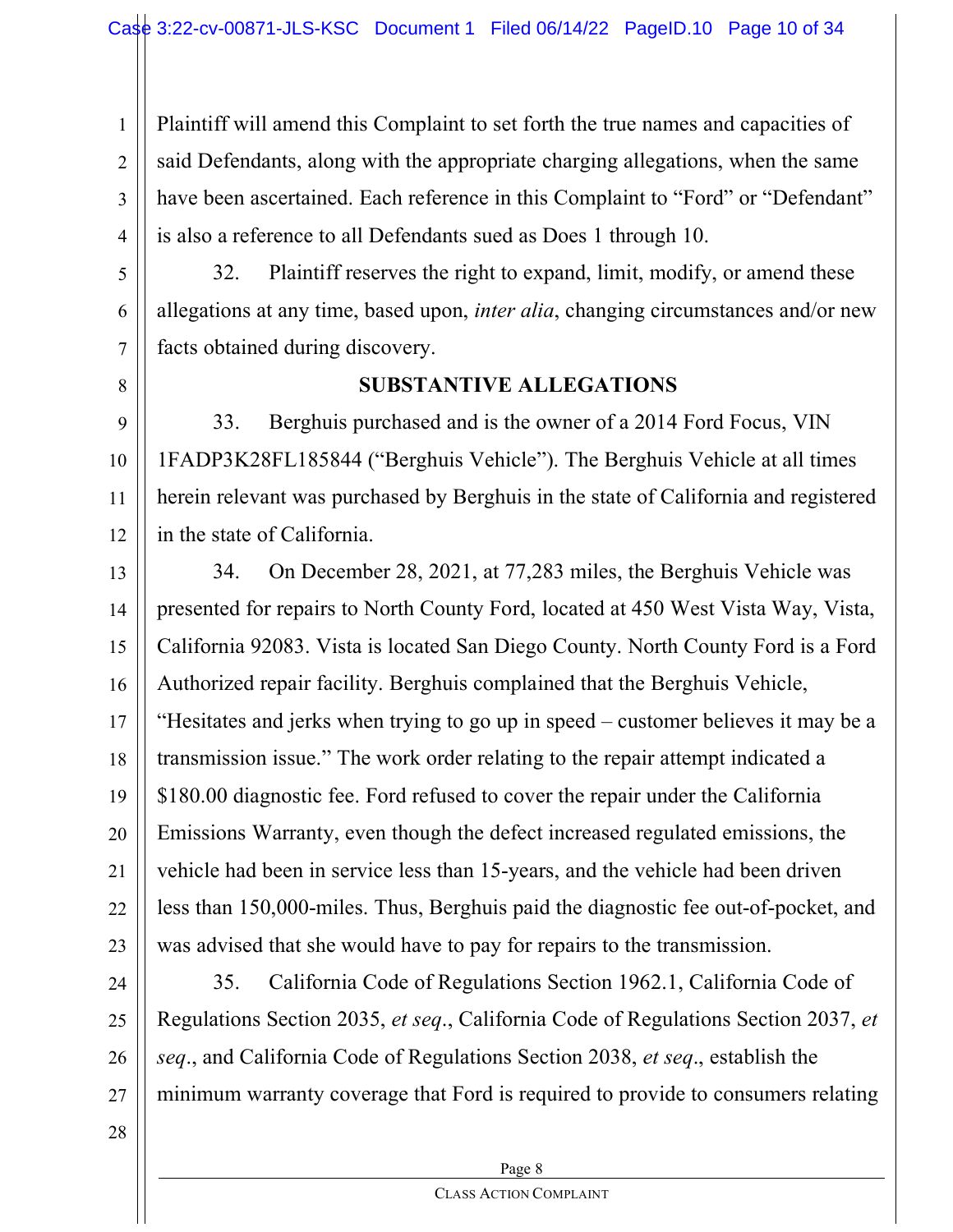Plaintiff will amend this Complaint to set forth the true names and capacities of said Defendants, along with the appropriate charging allegations, when the same have been ascertained. Each reference in this Complaint to "Ford" or "Defendant" is also a reference to all Defendants sued as Does 1 through 10.

32. Plaintiff reserves the right to expand, limit, modify, or amend these allegations at any time, based upon, *inter alia*, changing circumstances and/or new facts obtained during discovery.

## SUBSTANTIVE ALLEGATIONS

33. Berghuis purchased and is the owner of a 2014 Ford Focus, VIN 1FADP3K28FL185844 ("Berghuis Vehicle"). The Berghuis Vehicle at all times herein relevant was purchased by Berghuis in the state of California and registered in the state of California.

34. On December 28, 2021, at 77,283 miles, the Berghuis Vehicle was presented for repairs to North County Ford, located at 450 West Vista Way, Vista, California 92083. Vista is located San Diego County. North County Ford is a Ford Authorized repair facility. Berghuis complained that the Berghuis Vehicle, "Hesitates and jerks when trying to go up in speed – customer believes it may be a transmission issue." The work order relating to the repair attempt indicated a $180.00 diagnostic fee. Ford refused to cover the repair under the California Emissions Warranty, even though the defect increased regulated emissions, the vehicle had been in service less than 15-years, and the vehicle had been driven less than 150,000-miles. Thus, Berghuis paid the diagnostic fee out-of-pocket, and was advised that she would have to pay for repairs to the transmission.

35. California Code of Regulations Section 1962.1, California Code of Regulations Section 2035, *et seq*., California Code of Regulations Section 2037, *et seq*., and California Code of Regulations Section 2038, *et seq*., establish the minimum warranty coverage that Ford is required to provide to consumers relating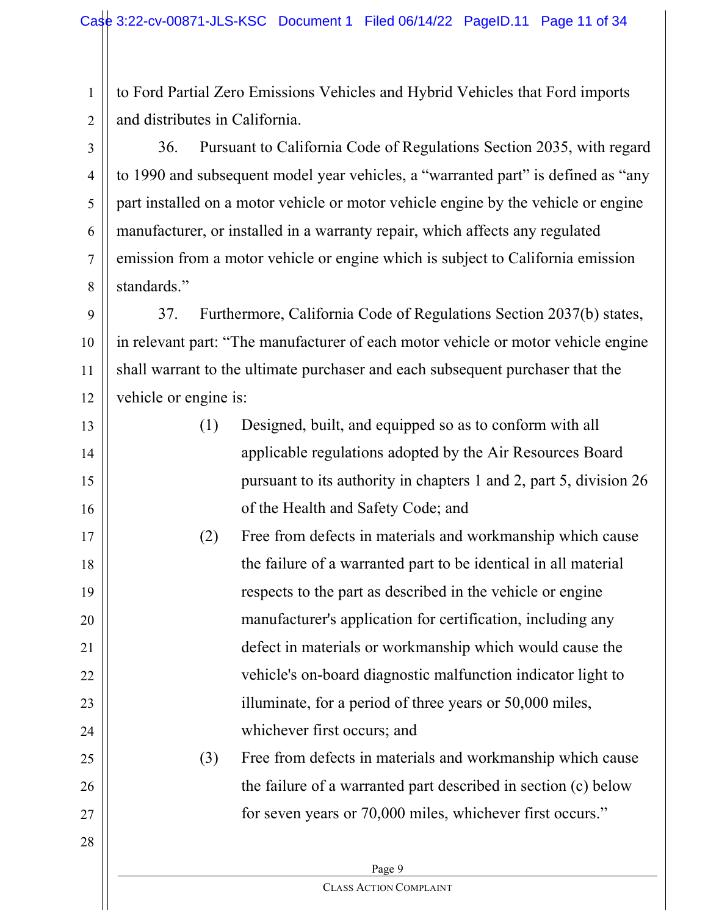to Ford Partial Zero Emissions Vehicles and Hybrid Vehicles that Ford imports and distributes in California.

36. Pursuant to California Code of Regulations Section 2035, with regard to 1990 and subsequent model year vehicles, a "warranted part" is defined as "any part installed on a motor vehicle or motor vehicle engine by the vehicle or engine manufacturer, or installed in a warranty repair, which affects any regulated emission from a motor vehicle or engine which is subject to California emission standards."

37. Furthermore, California Code of Regulations Section 2037(b) states, in relevant part: "The manufacturer of each motor vehicle or motor vehicle engine shall warrant to the ultimate purchaser and each subsequent purchaser that the vehicle or engine is:

> (1) Designed, built, and equipped so as to conform with all applicable regulations adopted by the Air Resources Board pursuant to its authority in chapters 1 and 2, part 5, division 26 of the Health and Safety Code; and
>
> (2) Free from defects in materials and workmanship which cause the failure of a warranted part to be identical in all material respects to the part as described in the vehicle or engine manufacturer's application for certification, including any defect in materials or workmanship which would cause the vehicle's on-board diagnostic malfunction indicator light to illuminate, for a period of three years or 50,000 miles, whichever first occurs; and
>
> (3) Free from defects in materials and workmanship which cause the failure of a warranted part described in section (c) below for seven years or 70,000 miles, whichever first occurs."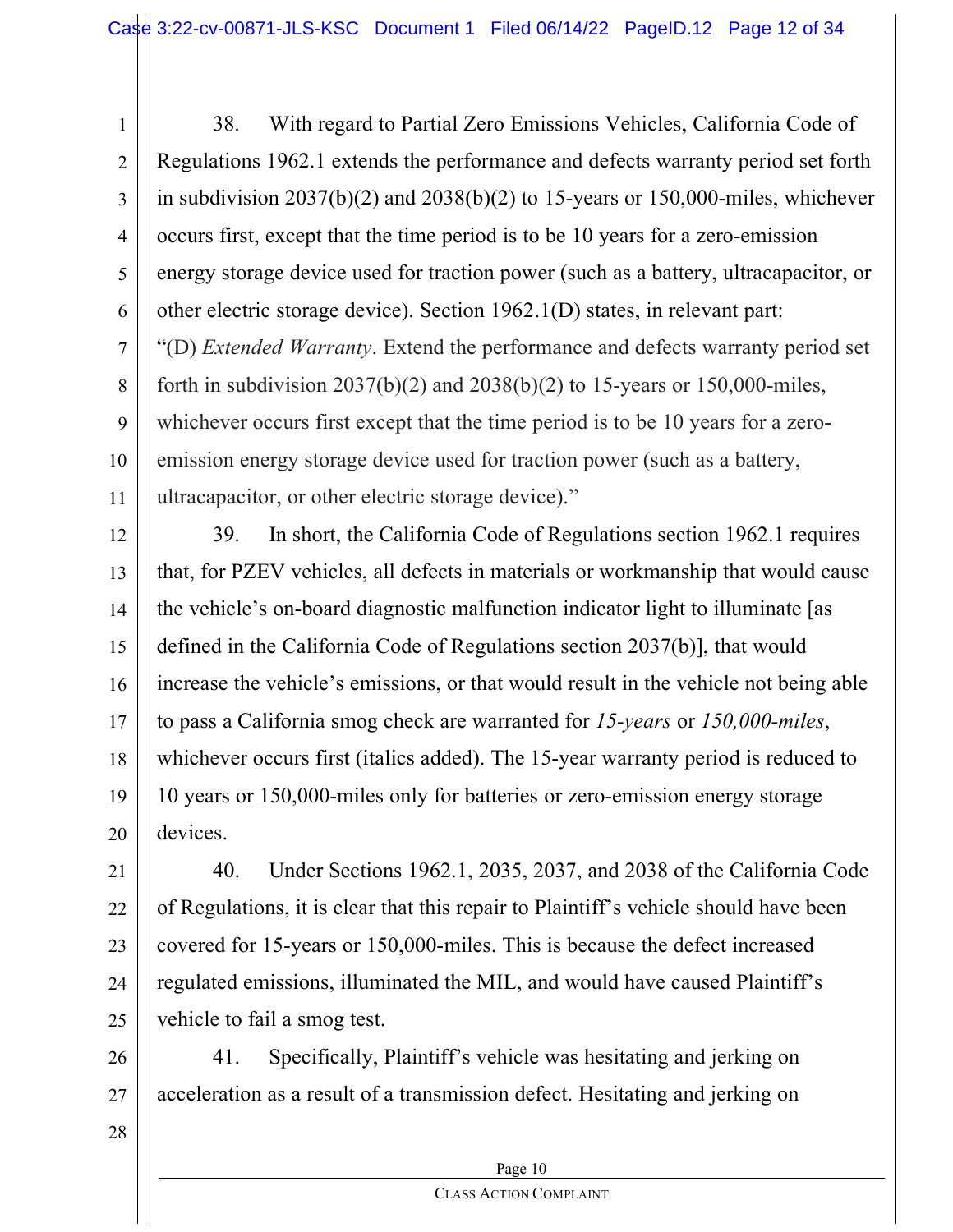38. With regard to Partial Zero Emissions Vehicles, California Code of Regulations 1962.1 extends the performance and defects warranty period set forth in subdivision 2037(b)(2) and 2038(b)(2) to 15-years or 150,000-miles, whichever occurs first, except that the time period is to be 10 years for a zero-emission energy storage device used for traction power (such as a battery, ultracapacitor, or other electric storage device). Section 1962.1(D) states, in relevant part: "(D) *Extended Warranty*. Extend the performance and defects warranty period set forth in subdivision 2037(b)(2) and 2038(b)(2) to 15-years or 150,000-miles, whichever occurs first except that the time period is to be 10 years for a zero-emission energy storage device used for traction power (such as a battery, ultracapacitor, or other electric storage device)."

39. In short, the California Code of Regulations section 1962.1 requires that, for PZEV vehicles, all defects in materials or workmanship that would cause the vehicle's on-board diagnostic malfunction indicator light to illuminate [as defined in the California Code of Regulations section 2037(b)], that would increase the vehicle's emissions, or that would result in the vehicle not being able to pass a California smog check are warranted for *15-years* or *150,000-miles*, whichever occurs first (italics added). The 15-year warranty period is reduced to 10 years or 150,000-miles only for batteries or zero-emission energy storage devices.

40. Under Sections 1962.1, 2035, 2037, and 2038 of the California Code of Regulations, it is clear that this repair to Plaintiff's vehicle should have been covered for 15-years or 150,000-miles. This is because the defect increased regulated emissions, illuminated the MIL, and would have caused Plaintiff's vehicle to fail a smog test.

41. Specifically, Plaintiff's vehicle was hesitating and jerking on acceleration as a result of a transmission defect. Hesitating and jerking on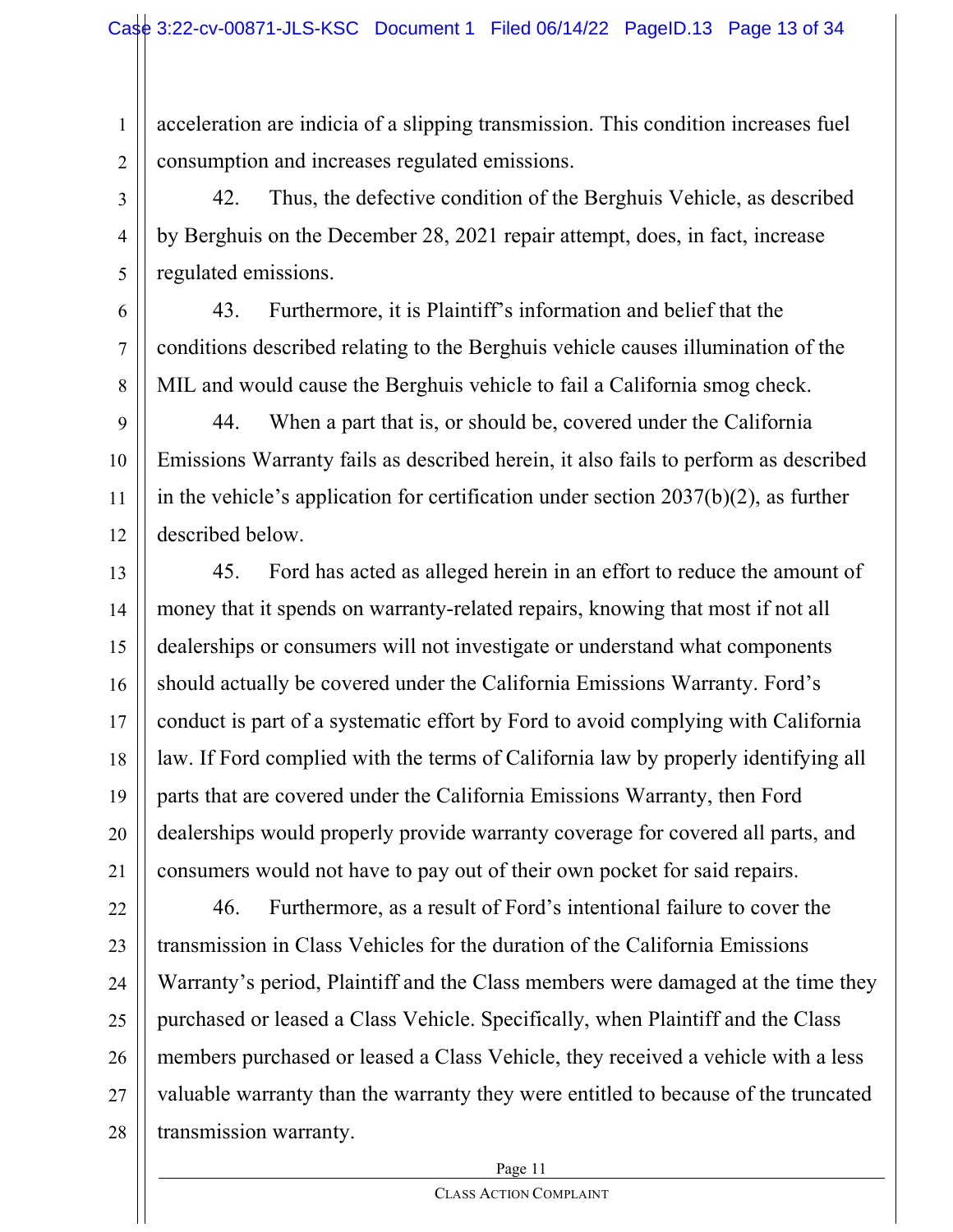acceleration are indicia of a slipping transmission. This condition increases fuel consumption and increases regulated emissions.

42. Thus, the defective condition of the Berghuis Vehicle, as described by Berghuis on the December 28, 2021 repair attempt, does, in fact, increase regulated emissions.

43. Furthermore, it is Plaintiff's information and belief that the conditions described relating to the Berghuis vehicle causes illumination of the MIL and would cause the Berghuis vehicle to fail a California smog check.

44. When a part that is, or should be, covered under the California Emissions Warranty fails as described herein, it also fails to perform as described in the vehicle's application for certification under section 2037(b)(2), as further described below.

45. Ford has acted as alleged herein in an effort to reduce the amount of money that it spends on warranty-related repairs, knowing that most if not all dealerships or consumers will not investigate or understand what components should actually be covered under the California Emissions Warranty. Ford's conduct is part of a systematic effort by Ford to avoid complying with California law. If Ford complied with the terms of California law by properly identifying all parts that are covered under the California Emissions Warranty, then Ford dealerships would properly provide warranty coverage for covered all parts, and consumers would not have to pay out of their own pocket for said repairs.

46. Furthermore, as a result of Ford's intentional failure to cover the transmission in Class Vehicles for the duration of the California Emissions Warranty's period, Plaintiff and the Class members were damaged at the time they purchased or leased a Class Vehicle. Specifically, when Plaintiff and the Class members purchased or leased a Class Vehicle, they received a vehicle with a less valuable warranty than the warranty they were entitled to because of the truncated transmission warranty.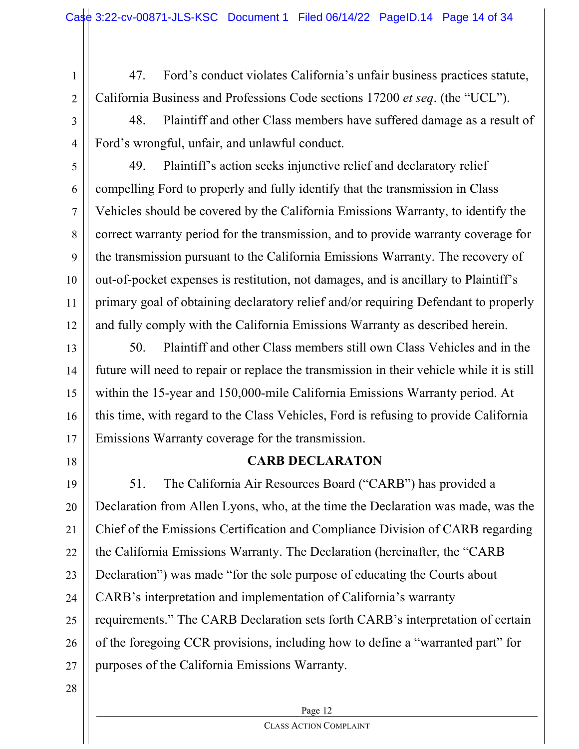47. Ford's conduct violates California's unfair business practices statute, California Business and Professions Code sections 17200 *et seq*. (the "UCL").

48. Plaintiff and other Class members have suffered damage as a result of Ford's wrongful, unfair, and unlawful conduct.

49. Plaintiff's action seeks injunctive relief and declaratory relief compelling Ford to properly and fully identify that the transmission in Class Vehicles should be covered by the California Emissions Warranty, to identify the correct warranty period for the transmission, and to provide warranty coverage for the transmission pursuant to the California Emissions Warranty. The recovery of out-of-pocket expenses is restitution, not damages, and is ancillary to Plaintiff's primary goal of obtaining declaratory relief and/or requiring Defendant to properly and fully comply with the California Emissions Warranty as described herein.

50. Plaintiff and other Class members still own Class Vehicles and in the future will need to repair or replace the transmission in their vehicle while it is still within the 15-year and 150,000-mile California Emissions Warranty period. At this time, with regard to the Class Vehicles, Ford is refusing to provide California Emissions Warranty coverage for the transmission.

## CARB DECLARATON

51. The California Air Resources Board ("CARB") has provided a Declaration from Allen Lyons, who, at the time the Declaration was made, was the Chief of the Emissions Certification and Compliance Division of CARB regarding the California Emissions Warranty. The Declaration (hereinafter, the "CARB Declaration") was made "for the sole purpose of educating the Courts about CARB's interpretation and implementation of California's warranty requirements." The CARB Declaration sets forth CARB's interpretation of certain of the foregoing CCR provisions, including how to define a "warranted part" for purposes of the California Emissions Warranty.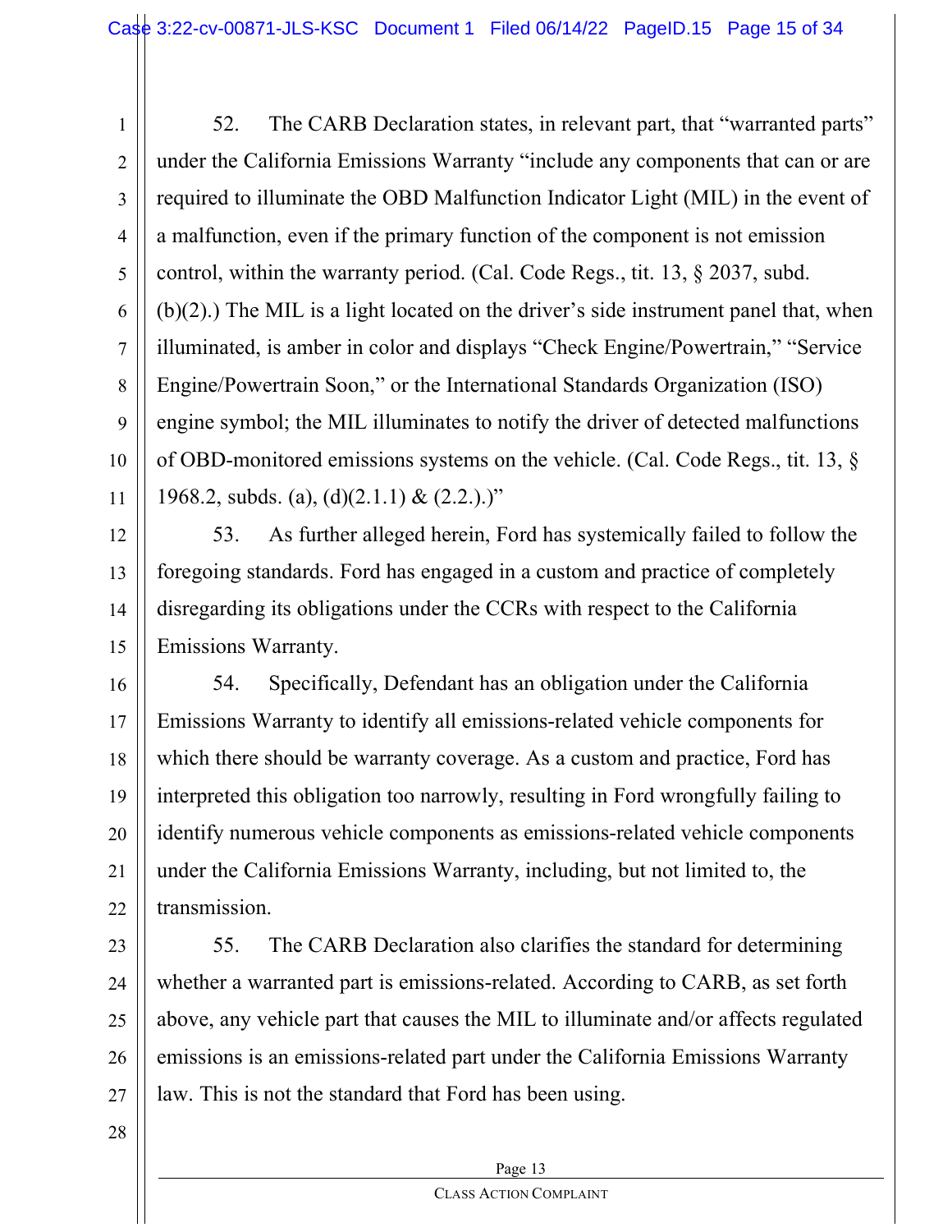52. The CARB Declaration states, in relevant part, that "warranted parts" under the California Emissions Warranty "include any components that can or are required to illuminate the OBD Malfunction Indicator Light (MIL) in the event of a malfunction, even if the primary function of the component is not emission control, within the warranty period. (Cal. Code Regs., tit. 13, § 2037, subd. (b)(2).) The MIL is a light located on the driver's side instrument panel that, when illuminated, is amber in color and displays "Check Engine/Powertrain," "Service Engine/Powertrain Soon," or the International Standards Organization (ISO) engine symbol; the MIL illuminates to notify the driver of detected malfunctions of OBD-monitored emissions systems on the vehicle. (Cal. Code Regs., tit. 13, § 1968.2, subds. (a), (d)(2.1.1) & (2.2.).)"

53. As further alleged herein, Ford has systemically failed to follow the foregoing standards. Ford has engaged in a custom and practice of completely disregarding its obligations under the CCRs with respect to the California Emissions Warranty.

54. Specifically, Defendant has an obligation under the California Emissions Warranty to identify all emissions-related vehicle components for which there should be warranty coverage. As a custom and practice, Ford has interpreted this obligation too narrowly, resulting in Ford wrongfully failing to identify numerous vehicle components as emissions-related vehicle components under the California Emissions Warranty, including, but not limited to, the transmission.

55. The CARB Declaration also clarifies the standard for determining whether a warranted part is emissions-related. According to CARB, as set forth above, any vehicle part that causes the MIL to illuminate and/or affects regulated emissions is an emissions-related part under the California Emissions Warranty law. This is not the standard that Ford has been using.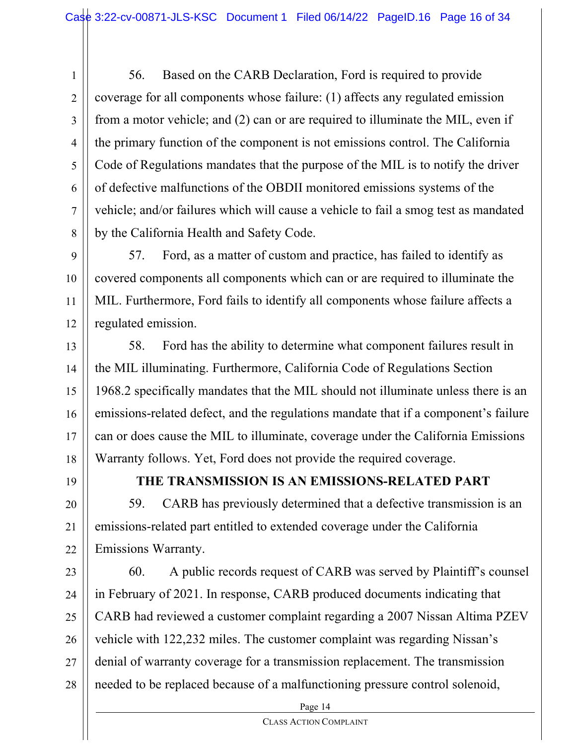56. Based on the CARB Declaration, Ford is required to provide coverage for all components whose failure: (1) affects any regulated emission from a motor vehicle; and (2) can or are required to illuminate the MIL, even if the primary function of the component is not emissions control. The California Code of Regulations mandates that the purpose of the MIL is to notify the driver of defective malfunctions of the OBDII monitored emissions systems of the vehicle; and/or failures which will cause a vehicle to fail a smog test as mandated by the California Health and Safety Code.

57. Ford, as a matter of custom and practice, has failed to identify as covered components all components which can or are required to illuminate the MIL. Furthermore, Ford fails to identify all components whose failure affects a regulated emission.

58. Ford has the ability to determine what component failures result in the MIL illuminating. Furthermore, California Code of Regulations Section 1968.2 specifically mandates that the MIL should not illuminate unless there is an emissions-related defect, and the regulations mandate that if a component's failure can or does cause the MIL to illuminate, coverage under the California Emissions Warranty follows. Yet, Ford does not provide the required coverage.

## THE TRANSMISSION IS AN EMISSIONS-RELATED PART

59. CARB has previously determined that a defective transmission is an emissions-related part entitled to extended coverage under the California Emissions Warranty.

60. A public records request of CARB was served by Plaintiff's counsel in February of 2021. In response, CARB produced documents indicating that CARB had reviewed a customer complaint regarding a 2007 Nissan Altima PZEV vehicle with 122,232 miles. The customer complaint was regarding Nissan's denial of warranty coverage for a transmission replacement. The transmission needed to be replaced because of a malfunctioning pressure control solenoid,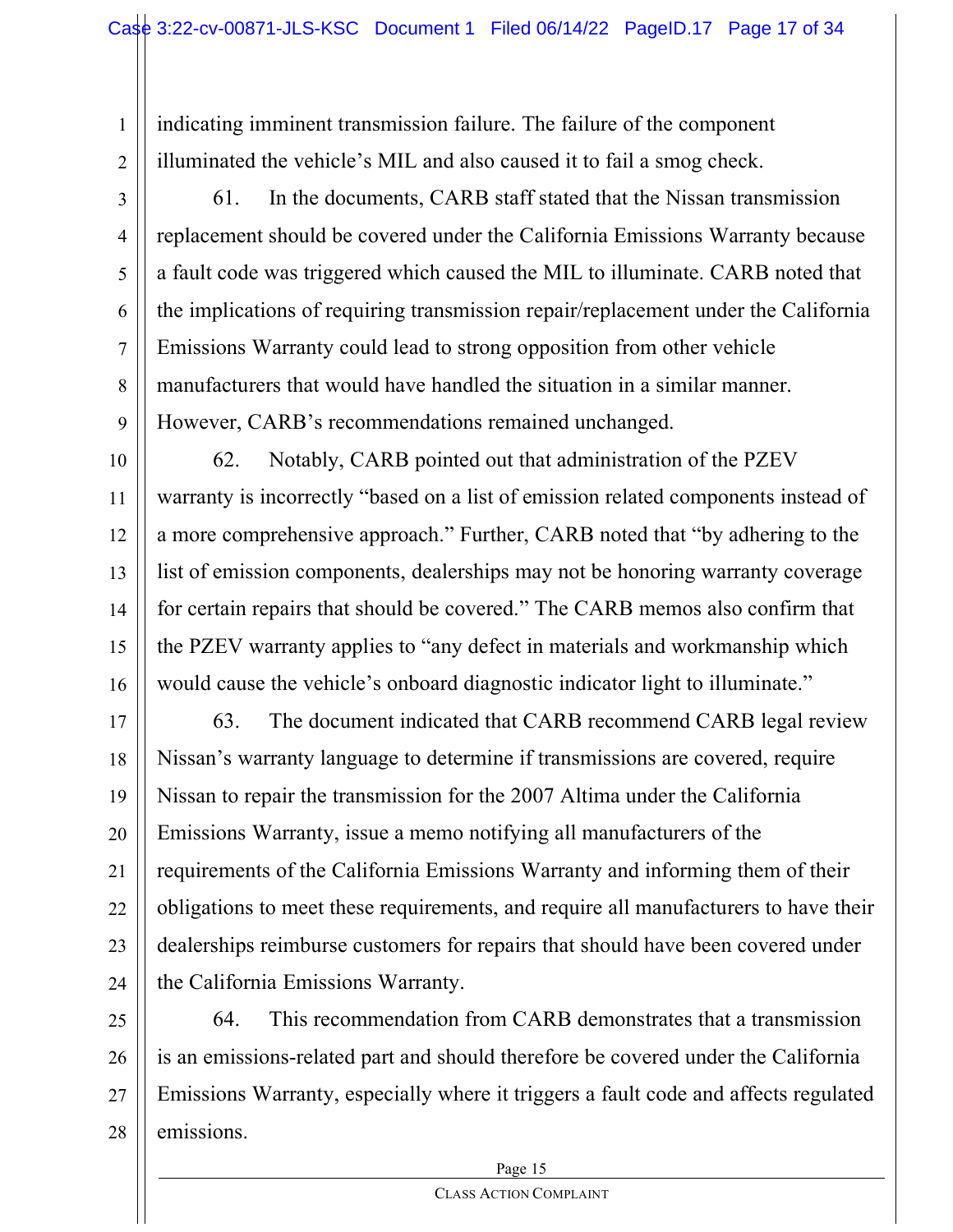indicating imminent transmission failure. The failure of the component illuminated the vehicle's MIL and also caused it to fail a smog check.

61. In the documents, CARB staff stated that the Nissan transmission replacement should be covered under the California Emissions Warranty because a fault code was triggered which caused the MIL to illuminate. CARB noted that the implications of requiring transmission repair/replacement under the California Emissions Warranty could lead to strong opposition from other vehicle manufacturers that would have handled the situation in a similar manner. However, CARB's recommendations remained unchanged.

62. Notably, CARB pointed out that administration of the PZEV warranty is incorrectly "based on a list of emission related components instead of a more comprehensive approach." Further, CARB noted that "by adhering to the list of emission components, dealerships may not be honoring warranty coverage for certain repairs that should be covered." The CARB memos also confirm that the PZEV warranty applies to "any defect in materials and workmanship which would cause the vehicle's onboard diagnostic indicator light to illuminate."

63. The document indicated that CARB recommend CARB legal review Nissan's warranty language to determine if transmissions are covered, require Nissan to repair the transmission for the 2007 Altima under the California Emissions Warranty, issue a memo notifying all manufacturers of the requirements of the California Emissions Warranty and informing them of their obligations to meet these requirements, and require all manufacturers to have their dealerships reimburse customers for repairs that should have been covered under the California Emissions Warranty.

64. This recommendation from CARB demonstrates that a transmission is an emissions-related part and should therefore be covered under the California Emissions Warranty, especially where it triggers a fault code and affects regulated emissions.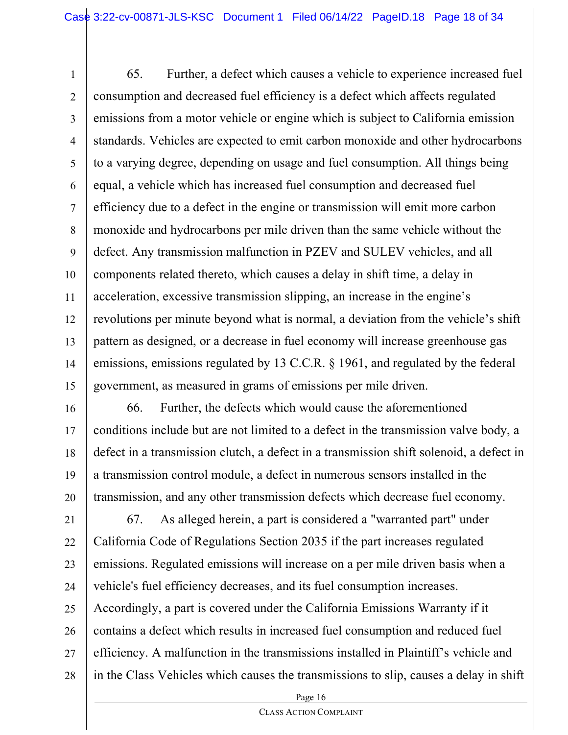65. Further, a defect which causes a vehicle to experience increased fuel consumption and decreased fuel efficiency is a defect which affects regulated emissions from a motor vehicle or engine which is subject to California emission standards. Vehicles are expected to emit carbon monoxide and other hydrocarbons to a varying degree, depending on usage and fuel consumption. All things being equal, a vehicle which has increased fuel consumption and decreased fuel efficiency due to a defect in the engine or transmission will emit more carbon monoxide and hydrocarbons per mile driven than the same vehicle without the defect. Any transmission malfunction in PZEV and SULEV vehicles, and all components related thereto, which causes a delay in shift time, a delay in acceleration, excessive transmission slipping, an increase in the engine's revolutions per minute beyond what is normal, a deviation from the vehicle's shift pattern as designed, or a decrease in fuel economy will increase greenhouse gas emissions, emissions regulated by 13 C.C.R. § 1961, and regulated by the federal government, as measured in grams of emissions per mile driven.

66. Further, the defects which would cause the aforementioned conditions include but are not limited to a defect in the transmission valve body, a defect in a transmission clutch, a defect in a transmission shift solenoid, a defect in a transmission control module, a defect in numerous sensors installed in the transmission, and any other transmission defects which decrease fuel economy.

67. As alleged herein, a part is considered a "warranted part" under California Code of Regulations Section 2035 if the part increases regulated emissions. Regulated emissions will increase on a per mile driven basis when a vehicle's fuel efficiency decreases, and its fuel consumption increases. Accordingly, a part is covered under the California Emissions Warranty if it contains a defect which results in increased fuel consumption and reduced fuel efficiency. A malfunction in the transmissions installed in Plaintiff's vehicle and in the Class Vehicles which causes the transmissions to slip, causes a delay in shift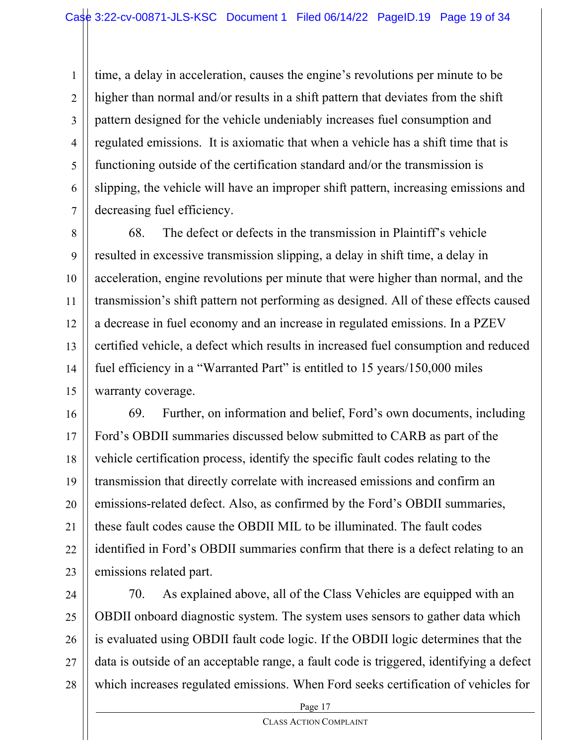time, a delay in acceleration, causes the engine's revolutions per minute to be higher than normal and/or results in a shift pattern that deviates from the shift pattern designed for the vehicle undeniably increases fuel consumption and regulated emissions. It is axiomatic that when a vehicle has a shift time that is functioning outside of the certification standard and/or the transmission is slipping, the vehicle will have an improper shift pattern, increasing emissions and decreasing fuel efficiency.

68. The defect or defects in the transmission in Plaintiff's vehicle resulted in excessive transmission slipping, a delay in shift time, a delay in acceleration, engine revolutions per minute that were higher than normal, and the transmission's shift pattern not performing as designed. All of these effects caused a decrease in fuel economy and an increase in regulated emissions. In a PZEV certified vehicle, a defect which results in increased fuel consumption and reduced fuel efficiency in a "Warranted Part" is entitled to 15 years/150,000 miles warranty coverage.

69. Further, on information and belief, Ford's own documents, including Ford's OBDII summaries discussed below submitted to CARB as part of the vehicle certification process, identify the specific fault codes relating to the transmission that directly correlate with increased emissions and confirm an emissions-related defect. Also, as confirmed by the Ford's OBDII summaries, these fault codes cause the OBDII MIL to be illuminated. The fault codes identified in Ford's OBDII summaries confirm that there is a defect relating to an emissions related part.

70. As explained above, all of the Class Vehicles are equipped with an OBDII onboard diagnostic system. The system uses sensors to gather data which is evaluated using OBDII fault code logic. If the OBDII logic determines that the data is outside of an acceptable range, a fault code is triggered, identifying a defect which increases regulated emissions. When Ford seeks certification of vehicles for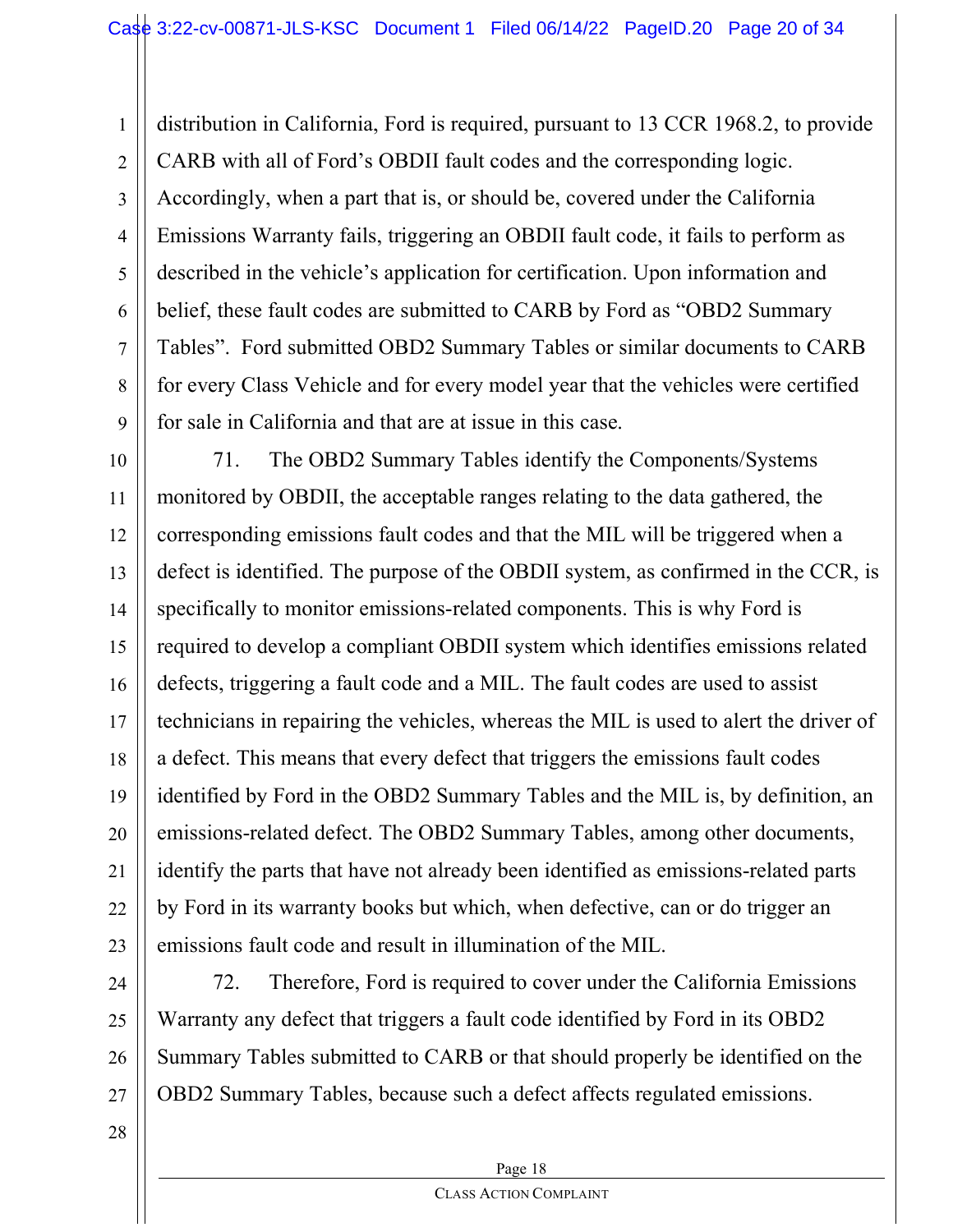distribution in California, Ford is required, pursuant to 13 CCR 1968.2, to provide CARB with all of Ford's OBDII fault codes and the corresponding logic. Accordingly, when a part that is, or should be, covered under the California Emissions Warranty fails, triggering an OBDII fault code, it fails to perform as described in the vehicle's application for certification. Upon information and belief, these fault codes are submitted to CARB by Ford as "OBD2 Summary Tables". Ford submitted OBD2 Summary Tables or similar documents to CARB for every Class Vehicle and for every model year that the vehicles were certified for sale in California and that are at issue in this case.

71. The OBD2 Summary Tables identify the Components/Systems monitored by OBDII, the acceptable ranges relating to the data gathered, the corresponding emissions fault codes and that the MIL will be triggered when a defect is identified. The purpose of the OBDII system, as confirmed in the CCR, is specifically to monitor emissions-related components. This is why Ford is required to develop a compliant OBDII system which identifies emissions related defects, triggering a fault code and a MIL. The fault codes are used to assist technicians in repairing the vehicles, whereas the MIL is used to alert the driver of a defect. This means that every defect that triggers the emissions fault codes identified by Ford in the OBD2 Summary Tables and the MIL is, by definition, an emissions-related defect. The OBD2 Summary Tables, among other documents, identify the parts that have not already been identified as emissions-related parts by Ford in its warranty books but which, when defective, can or do trigger an emissions fault code and result in illumination of the MIL.

72. Therefore, Ford is required to cover under the California Emissions Warranty any defect that triggers a fault code identified by Ford in its OBD2 Summary Tables submitted to CARB or that should properly be identified on the OBD2 Summary Tables, because such a defect affects regulated emissions.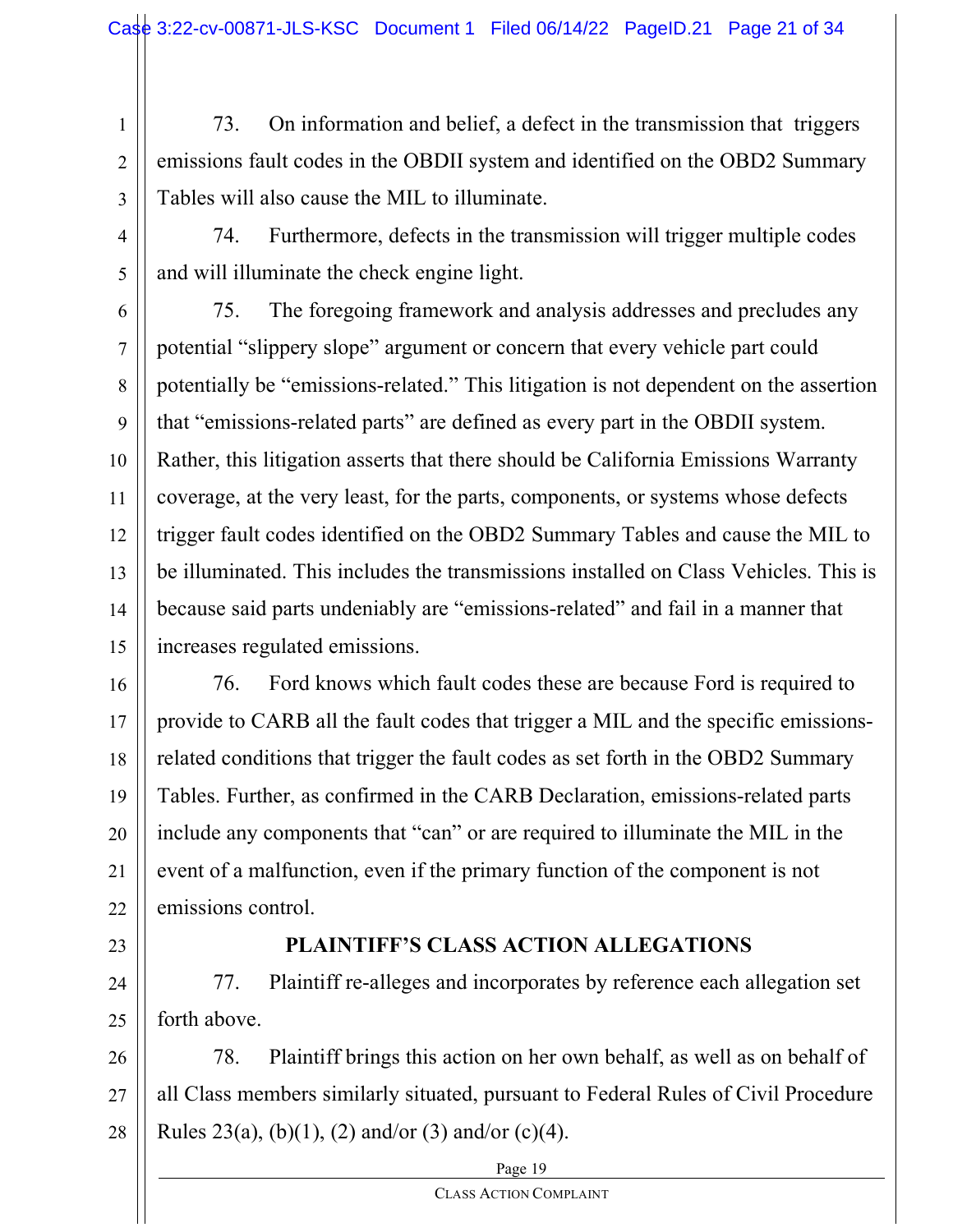73. On information and belief, a defect in the transmission that triggers emissions fault codes in the OBDII system and identified on the OBD2 Summary Tables will also cause the MIL to illuminate.

74. Furthermore, defects in the transmission will trigger multiple codes and will illuminate the check engine light.

75. The foregoing framework and analysis addresses and precludes any potential "slippery slope" argument or concern that every vehicle part could potentially be "emissions-related." This litigation is not dependent on the assertion that "emissions-related parts" are defined as every part in the OBDII system. Rather, this litigation asserts that there should be California Emissions Warranty coverage, at the very least, for the parts, components, or systems whose defects trigger fault codes identified on the OBD2 Summary Tables and cause the MIL to be illuminated. This includes the transmissions installed on Class Vehicles. This is because said parts undeniably are "emissions-related" and fail in a manner that increases regulated emissions.

76. Ford knows which fault codes these are because Ford is required to provide to CARB all the fault codes that trigger a MIL and the specific emissions-related conditions that trigger the fault codes as set forth in the OBD2 Summary Tables. Further, as confirmed in the CARB Declaration, emissions-related parts include any components that "can" or are required to illuminate the MIL in the event of a malfunction, even if the primary function of the component is not emissions control.

## PLAINTIFF'S CLASS ACTION ALLEGATIONS

77. Plaintiff re-alleges and incorporates by reference each allegation set forth above.

78. Plaintiff brings this action on her own behalf, as well as on behalf of all Class members similarly situated, pursuant to Federal Rules of Civil Procedure Rules 23(a), (b)(1), (2) and/or (3) and/or (c)(4).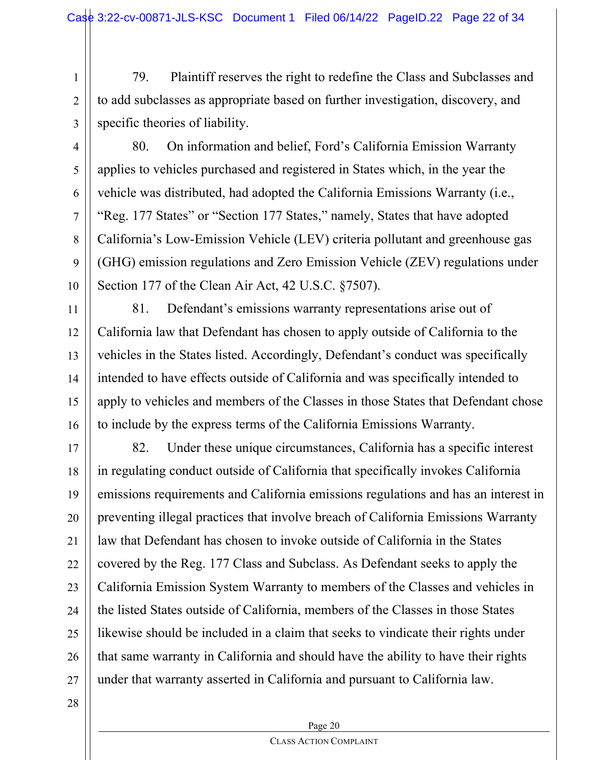79. Plaintiff reserves the right to redefine the Class and Subclasses and to add subclasses as appropriate based on further investigation, discovery, and specific theories of liability.

80. On information and belief, Ford's California Emission Warranty applies to vehicles purchased and registered in States which, in the year the vehicle was distributed, had adopted the California Emissions Warranty (i.e., "Reg. 177 States" or "Section 177 States," namely, States that have adopted California's Low-Emission Vehicle (LEV) criteria pollutant and greenhouse gas (GHG) emission regulations and Zero Emission Vehicle (ZEV) regulations under Section 177 of the Clean Air Act, 42 U.S.C. §7507).

81. Defendant's emissions warranty representations arise out of California law that Defendant has chosen to apply outside of California to the vehicles in the States listed. Accordingly, Defendant's conduct was specifically intended to have effects outside of California and was specifically intended to apply to vehicles and members of the Classes in those States that Defendant chose to include by the express terms of the California Emissions Warranty.

82. Under these unique circumstances, California has a specific interest in regulating conduct outside of California that specifically invokes California emissions requirements and California emissions regulations and has an interest in preventing illegal practices that involve breach of California Emissions Warranty law that Defendant has chosen to invoke outside of California in the States covered by the Reg. 177 Class and Subclass. As Defendant seeks to apply the California Emission System Warranty to members of the Classes and vehicles in the listed States outside of California, members of the Classes in those States likewise should be included in a claim that seeks to vindicate their rights under that same warranty in California and should have the ability to have their rights under that warranty asserted in California and pursuant to California law.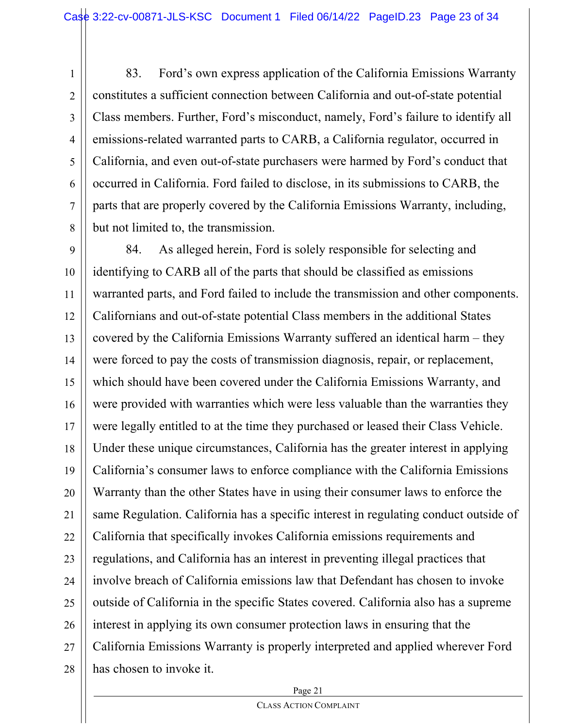83. Ford's own express application of the California Emissions Warranty constitutes a sufficient connection between California and out-of-state potential Class members. Further, Ford's misconduct, namely, Ford's failure to identify all emissions-related warranted parts to CARB, a California regulator, occurred in California, and even out-of-state purchasers were harmed by Ford's conduct that occurred in California. Ford failed to disclose, in its submissions to CARB, the parts that are properly covered by the California Emissions Warranty, including, but not limited to, the transmission.

84. As alleged herein, Ford is solely responsible for selecting and identifying to CARB all of the parts that should be classified as emissions warranted parts, and Ford failed to include the transmission and other components. Californians and out-of-state potential Class members in the additional States covered by the California Emissions Warranty suffered an identical harm – they were forced to pay the costs of transmission diagnosis, repair, or replacement, which should have been covered under the California Emissions Warranty, and were provided with warranties which were less valuable than the warranties they were legally entitled to at the time they purchased or leased their Class Vehicle. Under these unique circumstances, California has the greater interest in applying California's consumer laws to enforce compliance with the California Emissions Warranty than the other States have in using their consumer laws to enforce the same Regulation. California has a specific interest in regulating conduct outside of California that specifically invokes California emissions requirements and regulations, and California has an interest in preventing illegal practices that involve breach of California emissions law that Defendant has chosen to invoke outside of California in the specific States covered. California also has a supreme interest in applying its own consumer protection laws in ensuring that the California Emissions Warranty is properly interpreted and applied wherever Ford has chosen to invoke it.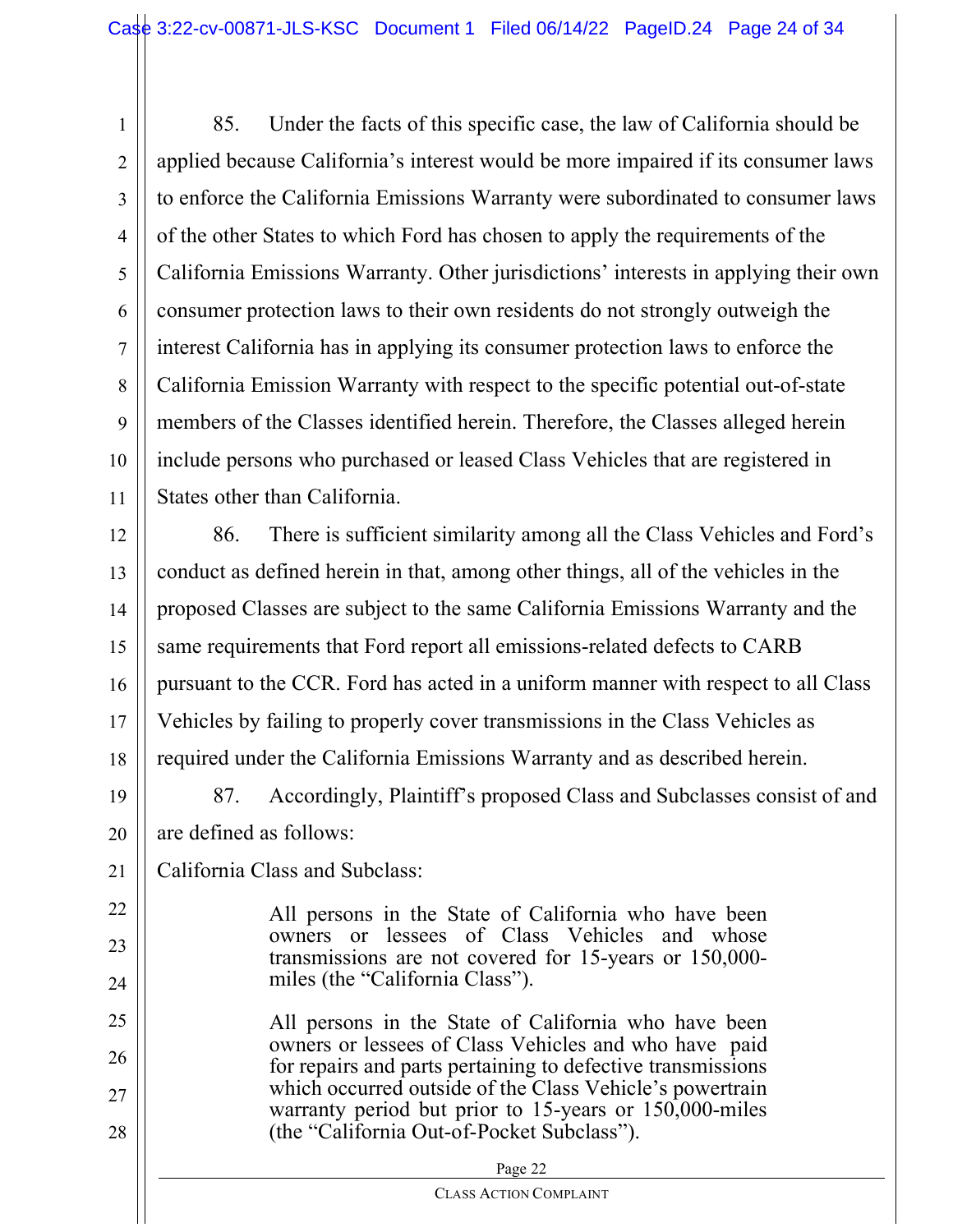85. Under the facts of this specific case, the law of California should be applied because California's interest would be more impaired if its consumer laws to enforce the California Emissions Warranty were subordinated to consumer laws of the other States to which Ford has chosen to apply the requirements of the California Emissions Warranty. Other jurisdictions' interests in applying their own consumer protection laws to their own residents do not strongly outweigh the interest California has in applying its consumer protection laws to enforce the California Emission Warranty with respect to the specific potential out-of-state members of the Classes identified herein. Therefore, the Classes alleged herein include persons who purchased or leased Class Vehicles that are registered in States other than California.

86. There is sufficient similarity among all the Class Vehicles and Ford's conduct as defined herein in that, among other things, all of the vehicles in the proposed Classes are subject to the same California Emissions Warranty and the same requirements that Ford report all emissions-related defects to CARB pursuant to the CCR. Ford has acted in a uniform manner with respect to all Class Vehicles by failing to properly cover transmissions in the Class Vehicles as required under the California Emissions Warranty and as described herein.

87. Accordingly, Plaintiff's proposed Class and Subclasses consist of and are defined as follows:

California Class and Subclass:

> All persons in the State of California who have been owners or lessees of Class Vehicles and whose transmissions are not covered for 15-years or 150,000-miles (the "California Class").
>
> All persons in the State of California who have been owners or lessees of Class Vehicles and who have paid for repairs and parts pertaining to defective transmissions which occurred outside of the Class Vehicle's powertrain warranty period but prior to 15-years or 150,000-miles (the "California Out-of-Pocket Subclass").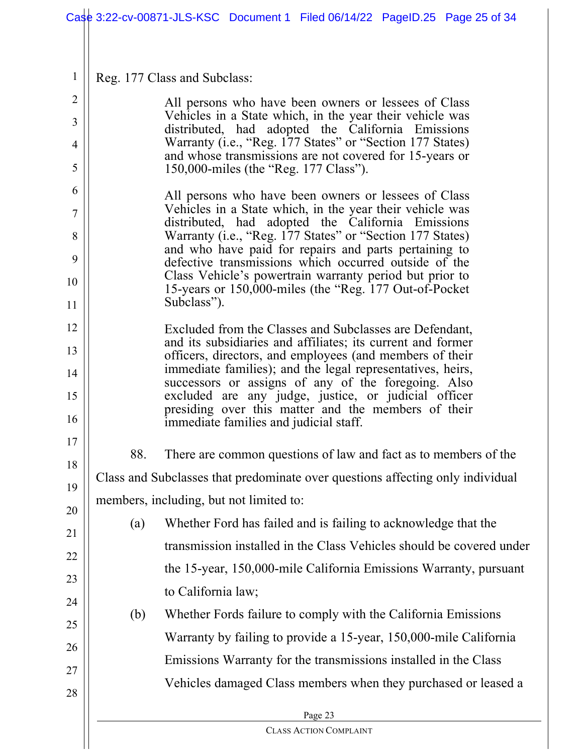Reg. 177 Class and Subclass:

> All persons who have been owners or lessees of Class Vehicles in a State which, in the year their vehicle was distributed, had adopted the California Emissions Warranty (i.e., "Reg. 177 States" or "Section 177 States) and whose transmissions are not covered for 15-years or 150,000-miles (the "Reg. 177 Class").
>
> All persons who have been owners or lessees of Class Vehicles in a State which, in the year their vehicle was distributed, had adopted the California Emissions Warranty (i.e., "Reg. 177 States" or "Section 177 States) and who have paid for repairs and parts pertaining to defective transmissions which occurred outside of the Class Vehicle's powertrain warranty period but prior to 15-years or 150,000-miles (the "Reg. 177 Out-of-Pocket Subclass").
>
> Excluded from the Classes and Subclasses are Defendant, and its subsidiaries and affiliates; its current and former officers, directors, and employees (and members of their immediate families); and the legal representatives, heirs, successors or assigns of any of the foregoing. Also excluded are any judge, justice, or judicial officer presiding over this matter and the members of their immediate families and judicial staff.

88. There are common questions of law and fact as to members of the Class and Subclasses that predominate over questions affecting only individual members, including, but not limited to:

(a) Whether Ford has failed and is failing to acknowledge that the transmission installed in the Class Vehicles should be covered under the 15-year, 150,000-mile California Emissions Warranty, pursuant to California law;

(b) Whether Fords failure to comply with the California Emissions Warranty by failing to provide a 15-year, 150,000-mile California Emissions Warranty for the transmissions installed in the Class Vehicles damaged Class members when they purchased or leased a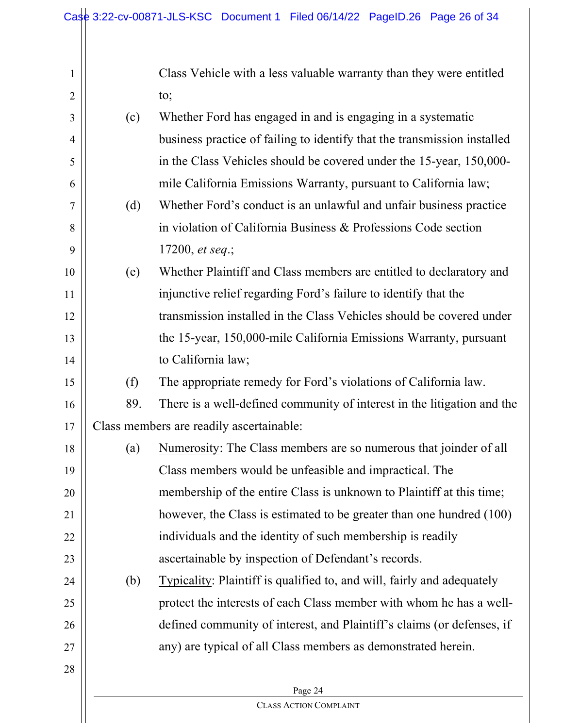Class Vehicle with a less valuable warranty than they were entitled to;

(c) Whether Ford has engaged in and is engaging in a systematic business practice of failing to identify that the transmission installed in the Class Vehicles should be covered under the 15-year, 150,000-mile California Emissions Warranty, pursuant to California law;

(d) Whether Ford's conduct is an unlawful and unfair business practice in violation of California Business & Professions Code section 17200, *et seq*.;

(e) Whether Plaintiff and Class members are entitled to declaratory and injunctive relief regarding Ford's failure to identify that the transmission installed in the Class Vehicles should be covered under the 15-year, 150,000-mile California Emissions Warranty, pursuant to California law;

(f) The appropriate remedy for Ford's violations of California law.

89. There is a well-defined community of interest in the litigation and the Class members are readily ascertainable:

(a) Numerosity: The Class members are so numerous that joinder of all Class members would be unfeasible and impractical. The membership of the entire Class is unknown to Plaintiff at this time; however, the Class is estimated to be greater than one hundred (100) individuals and the identity of such membership is readily ascertainable by inspection of Defendant's records.

(b) Typicality: Plaintiff is qualified to, and will, fairly and adequately protect the interests of each Class member with whom he has a well-defined community of interest, and Plaintiff's claims (or defenses, if any) are typical of all Class members as demonstrated herein.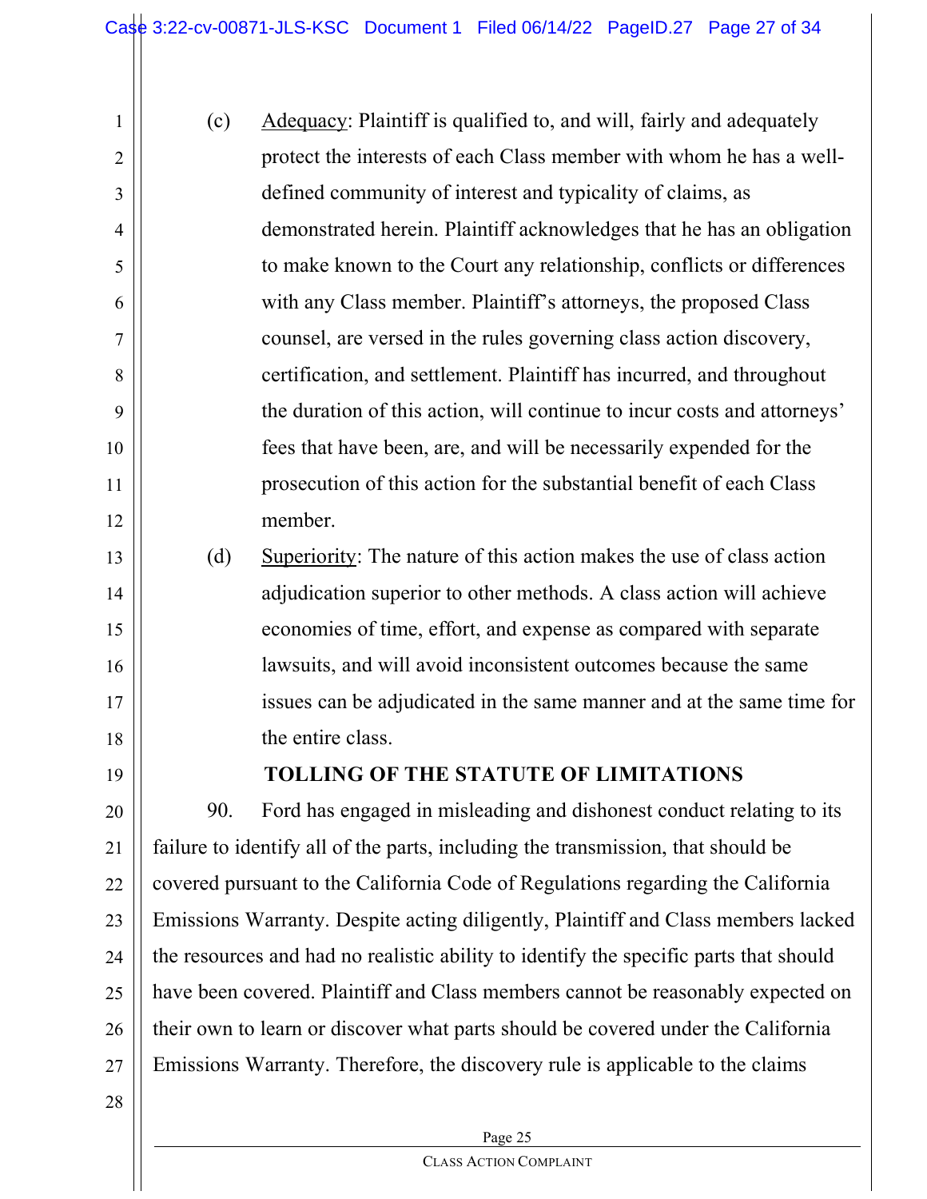(c) Adequacy: Plaintiff is qualified to, and will, fairly and adequately protect the interests of each Class member with whom he has a well-defined community of interest and typicality of claims, as demonstrated herein. Plaintiff acknowledges that he has an obligation to make known to the Court any relationship, conflicts or differences with any Class member. Plaintiff's attorneys, the proposed Class counsel, are versed in the rules governing class action discovery, certification, and settlement. Plaintiff has incurred, and throughout the duration of this action, will continue to incur costs and attorneys' fees that have been, are, and will be necessarily expended for the prosecution of this action for the substantial benefit of each Class member.

(d) Superiority: The nature of this action makes the use of class action adjudication superior to other methods. A class action will achieve economies of time, effort, and expense as compared with separate lawsuits, and will avoid inconsistent outcomes because the same issues can be adjudicated in the same manner and at the same time for the entire class.

## TOLLING OF THE STATUTE OF LIMITATIONS

90. Ford has engaged in misleading and dishonest conduct relating to its failure to identify all of the parts, including the transmission, that should be covered pursuant to the California Code of Regulations regarding the California Emissions Warranty. Despite acting diligently, Plaintiff and Class members lacked the resources and had no realistic ability to identify the specific parts that should have been covered. Plaintiff and Class members cannot be reasonably expected on their own to learn or discover what parts should be covered under the California Emissions Warranty. Therefore, the discovery rule is applicable to the claims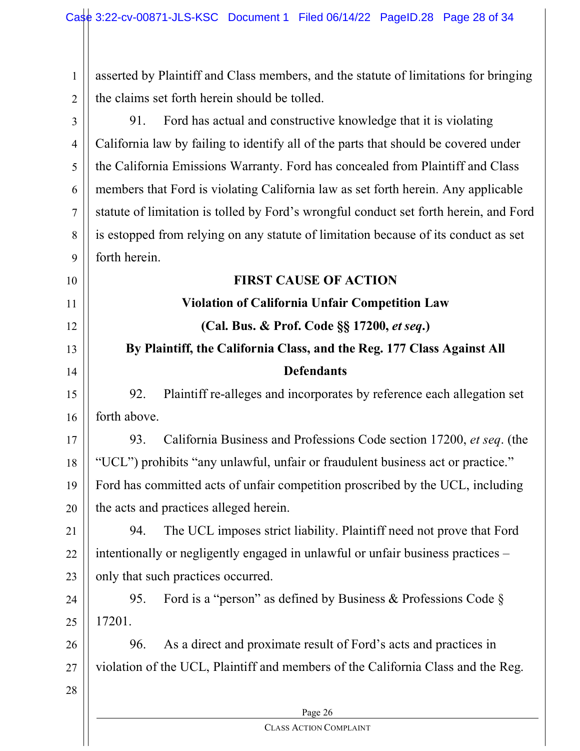asserted by Plaintiff and Class members, and the statute of limitations for bringing the claims set forth herein should be tolled.

91. Ford has actual and constructive knowledge that it is violating California law by failing to identify all of the parts that should be covered under the California Emissions Warranty. Ford has concealed from Plaintiff and Class members that Ford is violating California law as set forth herein. Any applicable statute of limitation is tolled by Ford's wrongful conduct set forth herein, and Ford is estopped from relying on any statute of limitation because of its conduct as set forth herein.

**FIRST CAUSE OF ACTION**

**Violation of California Unfair Competition Law**

**(Cal. Bus. & Prof. Code §§ 17200, *et seq*.)**

**By Plaintiff, the California Class, and the Reg. 177 Class Against All Defendants**

92. Plaintiff re-alleges and incorporates by reference each allegation set forth above.

93. California Business and Professions Code section 17200, *et seq*. (the "UCL") prohibits "any unlawful, unfair or fraudulent business act or practice." Ford has committed acts of unfair competition proscribed by the UCL, including the acts and practices alleged herein.

94. The UCL imposes strict liability. Plaintiff need not prove that Ford intentionally or negligently engaged in unlawful or unfair business practices – only that such practices occurred.

95. Ford is a "person" as defined by Business & Professions Code § 17201.

96. As a direct and proximate result of Ford's acts and practices in violation of the UCL, Plaintiff and members of the California Class and the Reg.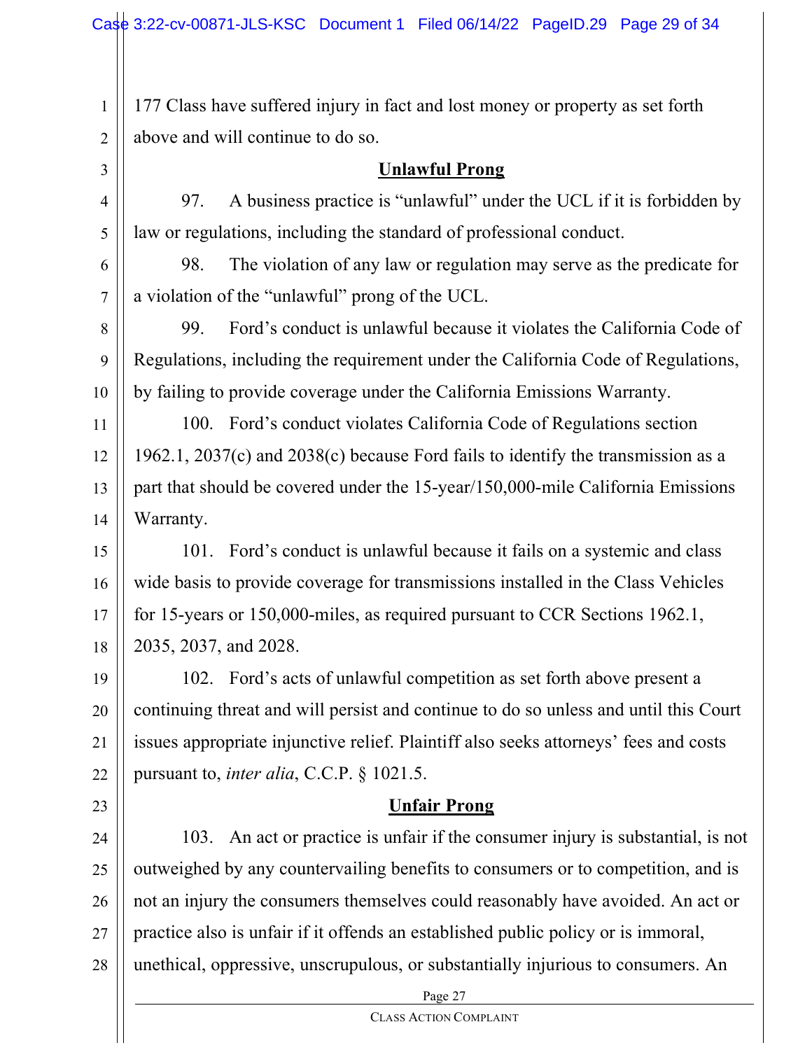177 Class have suffered injury in fact and lost money or property as set forth above and will continue to do so.

**Unlawful Prong**

97. A business practice is "unlawful" under the UCL if it is forbidden by law or regulations, including the standard of professional conduct.

98. The violation of any law or regulation may serve as the predicate for a violation of the "unlawful" prong of the UCL.

99. Ford's conduct is unlawful because it violates the California Code of Regulations, including the requirement under the California Code of Regulations, by failing to provide coverage under the California Emissions Warranty.

100. Ford's conduct violates California Code of Regulations section 1962.1, 2037(c) and 2038(c) because Ford fails to identify the transmission as a part that should be covered under the 15-year/150,000-mile California Emissions Warranty.

101. Ford's conduct is unlawful because it fails on a systemic and class wide basis to provide coverage for transmissions installed in the Class Vehicles for 15-years or 150,000-miles, as required pursuant to CCR Sections 1962.1, 2035, 2037, and 2028.

102. Ford's acts of unlawful competition as set forth above present a continuing threat and will persist and continue to do so unless and until this Court issues appropriate injunctive relief. Plaintiff also seeks attorneys' fees and costs pursuant to, *inter alia*, C.C.P. § 1021.5.

**Unfair Prong**

103. An act or practice is unfair if the consumer injury is substantial, is not outweighed by any countervailing benefits to consumers or to competition, and is not an injury the consumers themselves could reasonably have avoided. An act or practice also is unfair if it offends an established public policy or is immoral, unethical, oppressive, unscrupulous, or substantially injurious to consumers. An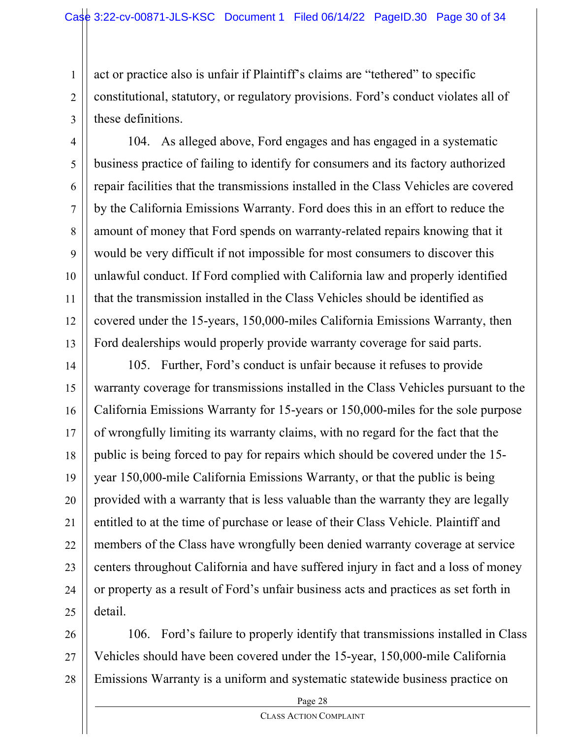act or practice also is unfair if Plaintiff's claims are "tethered" to specific constitutional, statutory, or regulatory provisions. Ford's conduct violates all of these definitions.

104. As alleged above, Ford engages and has engaged in a systematic business practice of failing to identify for consumers and its factory authorized repair facilities that the transmissions installed in the Class Vehicles are covered by the California Emissions Warranty. Ford does this in an effort to reduce the amount of money that Ford spends on warranty-related repairs knowing that it would be very difficult if not impossible for most consumers to discover this unlawful conduct. If Ford complied with California law and properly identified that the transmission installed in the Class Vehicles should be identified as covered under the 15-years, 150,000-miles California Emissions Warranty, then Ford dealerships would properly provide warranty coverage for said parts.

105. Further, Ford's conduct is unfair because it refuses to provide warranty coverage for transmissions installed in the Class Vehicles pursuant to the California Emissions Warranty for 15-years or 150,000-miles for the sole purpose of wrongfully limiting its warranty claims, with no regard for the fact that the public is being forced to pay for repairs which should be covered under the 15-year 150,000-mile California Emissions Warranty, or that the public is being provided with a warranty that is less valuable than the warranty they are legally entitled to at the time of purchase or lease of their Class Vehicle. Plaintiff and members of the Class have wrongfully been denied warranty coverage at service centers throughout California and have suffered injury in fact and a loss of money or property as a result of Ford's unfair business acts and practices as set forth in detail.

106. Ford's failure to properly identify that transmissions installed in Class Vehicles should have been covered under the 15-year, 150,000-mile California Emissions Warranty is a uniform and systematic statewide business practice on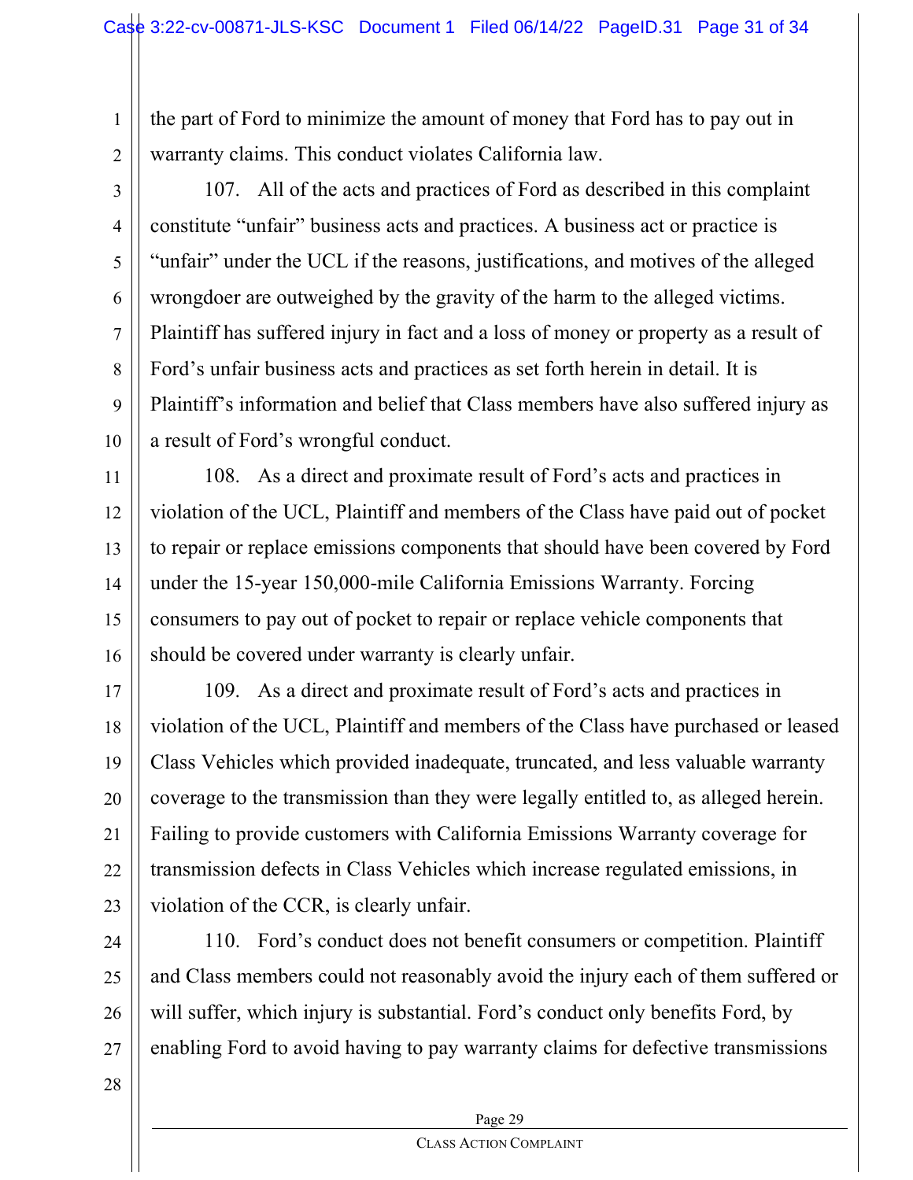the part of Ford to minimize the amount of money that Ford has to pay out in warranty claims. This conduct violates California law.

107. All of the acts and practices of Ford as described in this complaint constitute "unfair" business acts and practices. A business act or practice is "unfair" under the UCL if the reasons, justifications, and motives of the alleged wrongdoer are outweighed by the gravity of the harm to the alleged victims. Plaintiff has suffered injury in fact and a loss of money or property as a result of Ford's unfair business acts and practices as set forth herein in detail. It is Plaintiff's information and belief that Class members have also suffered injury as a result of Ford's wrongful conduct.

108. As a direct and proximate result of Ford's acts and practices in violation of the UCL, Plaintiff and members of the Class have paid out of pocket to repair or replace emissions components that should have been covered by Ford under the 15-year 150,000-mile California Emissions Warranty. Forcing consumers to pay out of pocket to repair or replace vehicle components that should be covered under warranty is clearly unfair.

109. As a direct and proximate result of Ford's acts and practices in violation of the UCL, Plaintiff and members of the Class have purchased or leased Class Vehicles which provided inadequate, truncated, and less valuable warranty coverage to the transmission than they were legally entitled to, as alleged herein. Failing to provide customers with California Emissions Warranty coverage for transmission defects in Class Vehicles which increase regulated emissions, in violation of the CCR, is clearly unfair.

110. Ford's conduct does not benefit consumers or competition. Plaintiff and Class members could not reasonably avoid the injury each of them suffered or will suffer, which injury is substantial. Ford's conduct only benefits Ford, by enabling Ford to avoid having to pay warranty claims for defective transmissions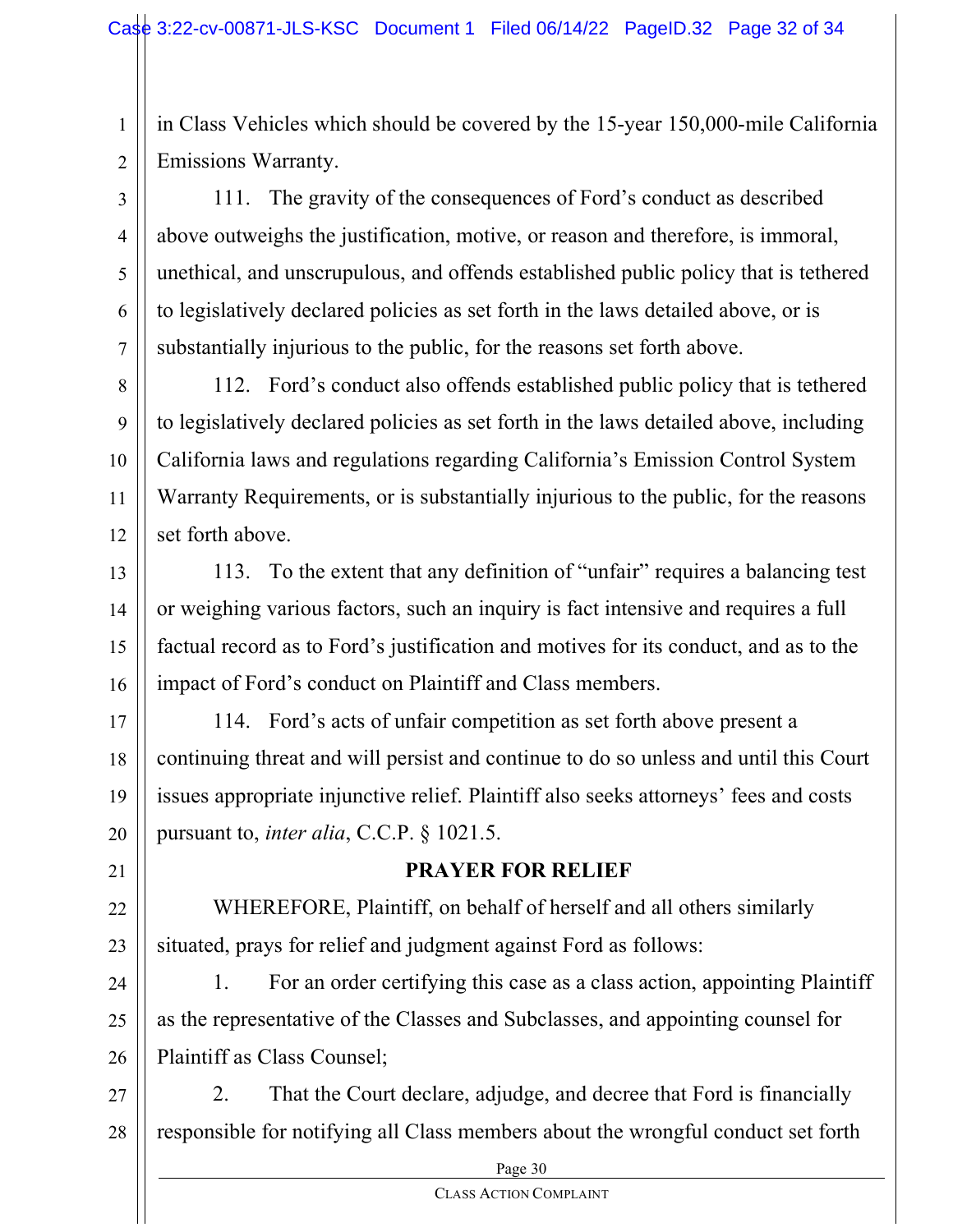in Class Vehicles which should be covered by the 15-year 150,000-mile California Emissions Warranty.

111. The gravity of the consequences of Ford's conduct as described above outweighs the justification, motive, or reason and therefore, is immoral, unethical, and unscrupulous, and offends established public policy that is tethered to legislatively declared policies as set forth in the laws detailed above, or is substantially injurious to the public, for the reasons set forth above.

112. Ford's conduct also offends established public policy that is tethered to legislatively declared policies as set forth in the laws detailed above, including California laws and regulations regarding California's Emission Control System Warranty Requirements, or is substantially injurious to the public, for the reasons set forth above.

113. To the extent that any definition of "unfair" requires a balancing test or weighing various factors, such an inquiry is fact intensive and requires a full factual record as to Ford's justification and motives for its conduct, and as to the impact of Ford's conduct on Plaintiff and Class members.

114. Ford's acts of unfair competition as set forth above present a continuing threat and will persist and continue to do so unless and until this Court issues appropriate injunctive relief. Plaintiff also seeks attorneys' fees and costs pursuant to, *inter alia*, C.C.P. § 1021.5.

**PRAYER FOR RELIEF**

WHEREFORE, Plaintiff, on behalf of herself and all others similarly situated, prays for relief and judgment against Ford as follows:

1. For an order certifying this case as a class action, appointing Plaintiff as the representative of the Classes and Subclasses, and appointing counsel for Plaintiff as Class Counsel;

2. That the Court declare, adjudge, and decree that Ford is financially responsible for notifying all Class members about the wrongful conduct set forth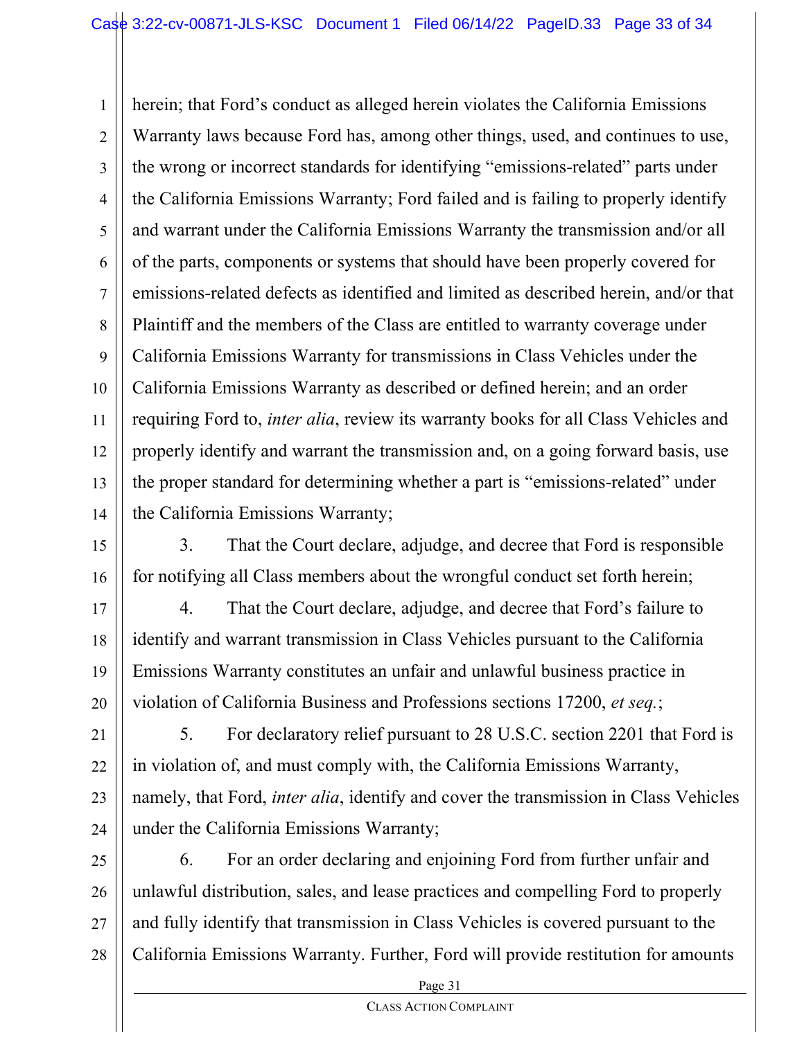herein; that Ford's conduct as alleged herein violates the California Emissions Warranty laws because Ford has, among other things, used, and continues to use, the wrong or incorrect standards for identifying "emissions-related" parts under the California Emissions Warranty; Ford failed and is failing to properly identify and warrant under the California Emissions Warranty the transmission and/or all of the parts, components or systems that should have been properly covered for emissions-related defects as identified and limited as described herein, and/or that Plaintiff and the members of the Class are entitled to warranty coverage under California Emissions Warranty for transmissions in Class Vehicles under the California Emissions Warranty as described or defined herein; and an order requiring Ford to, *inter alia*, review its warranty books for all Class Vehicles and properly identify and warrant the transmission and, on a going forward basis, use the proper standard for determining whether a part is "emissions-related" under the California Emissions Warranty;

3. That the Court declare, adjudge, and decree that Ford is responsible for notifying all Class members about the wrongful conduct set forth herein;

4. That the Court declare, adjudge, and decree that Ford's failure to identify and warrant transmission in Class Vehicles pursuant to the California Emissions Warranty constitutes an unfair and unlawful business practice in violation of California Business and Professions sections 17200, *et seq.*;

5. For declaratory relief pursuant to 28 U.S.C. section 2201 that Ford is in violation of, and must comply with, the California Emissions Warranty, namely, that Ford, *inter alia*, identify and cover the transmission in Class Vehicles under the California Emissions Warranty;

6. For an order declaring and enjoining Ford from further unfair and unlawful distribution, sales, and lease practices and compelling Ford to properly and fully identify that transmission in Class Vehicles is covered pursuant to the California Emissions Warranty. Further, Ford will provide restitution for amounts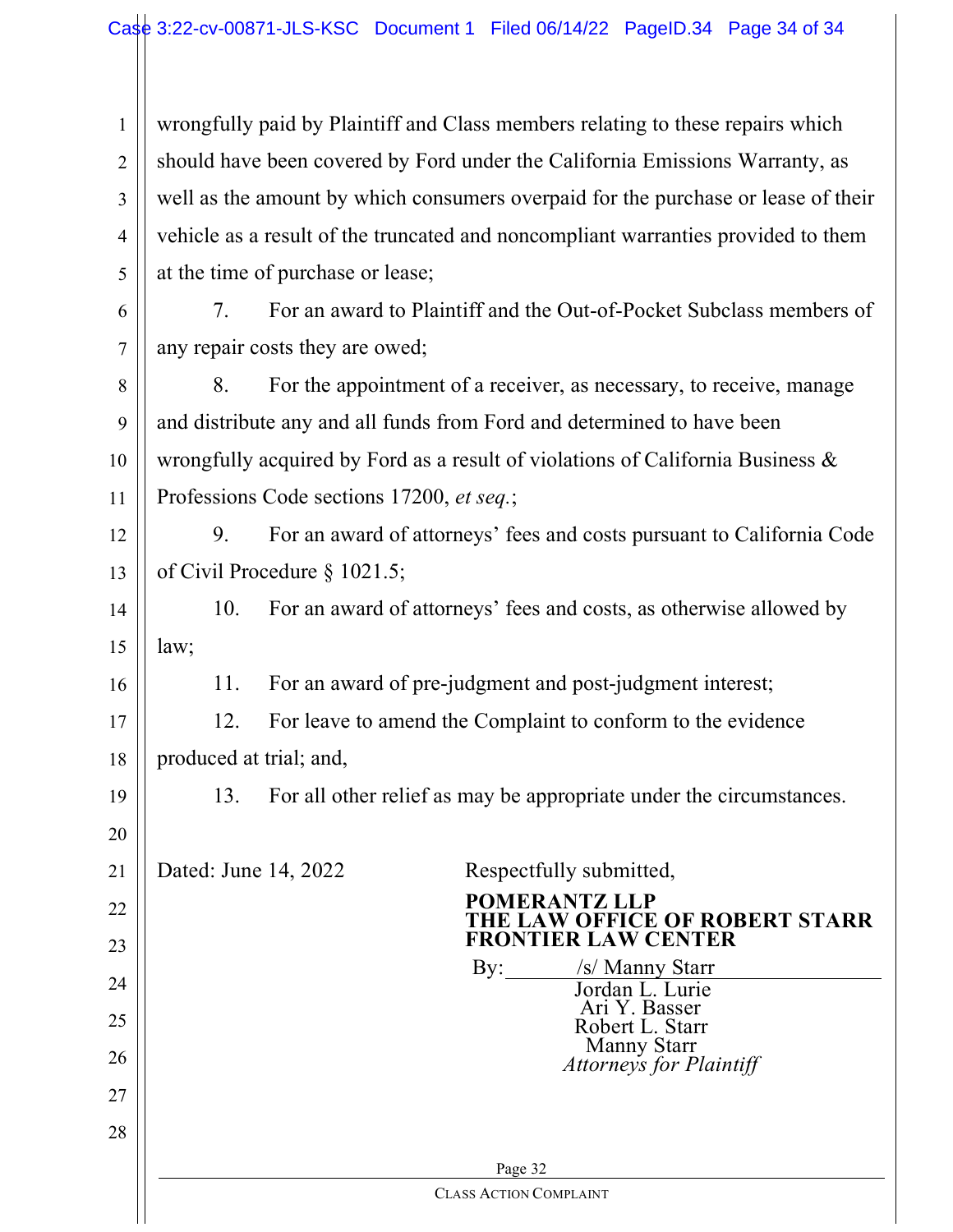wrongfully paid by Plaintiff and Class members relating to these repairs which should have been covered by Ford under the California Emissions Warranty, as well as the amount by which consumers overpaid for the purchase or lease of their vehicle as a result of the truncated and noncompliant warranties provided to them at the time of purchase or lease;

7. For an award to Plaintiff and the Out-of-Pocket Subclass members of any repair costs they are owed;

8. For the appointment of a receiver, as necessary, to receive, manage and distribute any and all funds from Ford and determined to have been wrongfully acquired by Ford as a result of violations of California Business & Professions Code sections 17200, *et seq.*;

9. For an award of attorneys' fees and costs pursuant to California Code of Civil Procedure § 1021.5;

10. For an award of attorneys' fees and costs, as otherwise allowed by law;

11. For an award of pre-judgment and post-judgment interest;

12. For leave to amend the Complaint to conform to the evidence produced at trial; and,

13. For all other relief as may be appropriate under the circumstances.

Dated: June 14, 2022

Respectfully submitted,

**POMERANTZ LLP**
**THE LAW OFFICE OF ROBERT STARR**
**FRONTIER LAW CENTER**

By: /s/ Manny Starr
Jordan L. Lurie
Ari Y. Basser
Robert L. Starr
Manny Starr
*Attorneys for Plaintiff*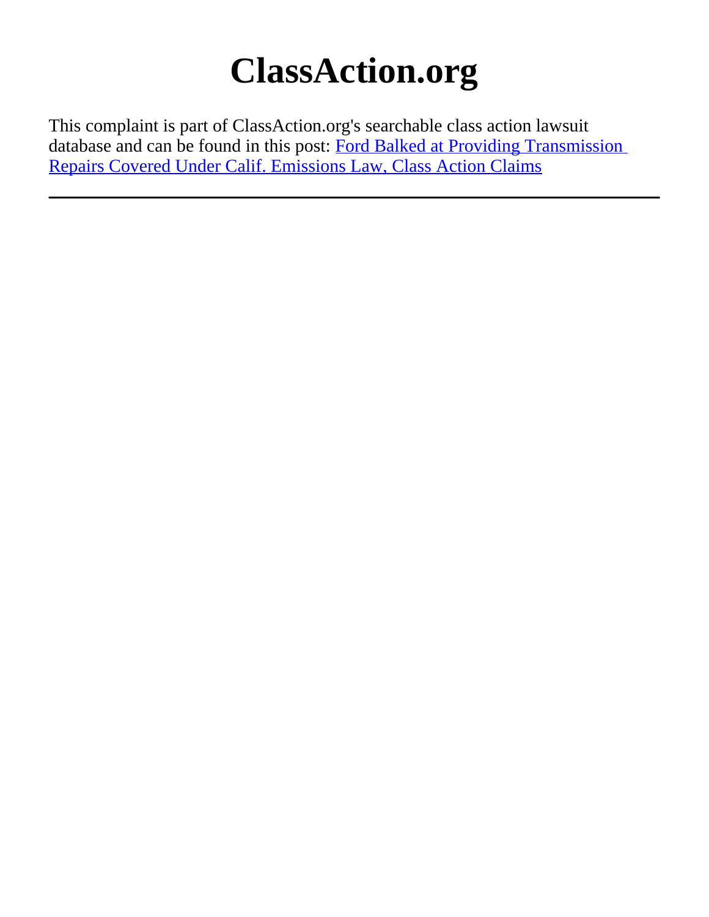# ClassAction.org

This complaint is part of ClassAction.org's searchable class action lawsuit database and can be found in this post: [Ford Balked at Providing Transmission Repairs Covered Under Calif. Emissions Law, Class Action Claims](#)

---